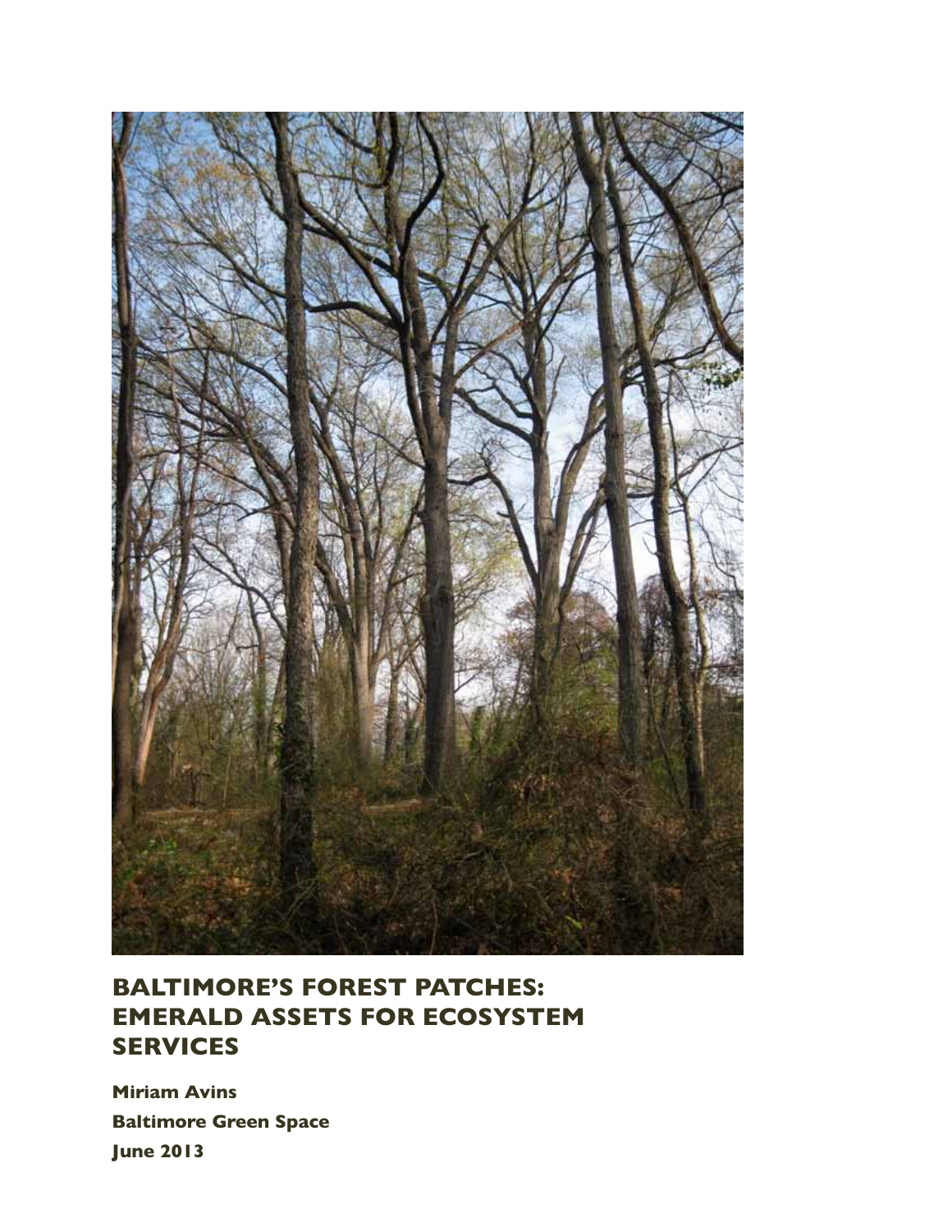# BALTIMORE'S FOREST PATCHES: EMERALD ASSETS FOR ECOSYSTEM SERVICES

**Miriam Avins**

**Baltimore Green Space**

**June 2013**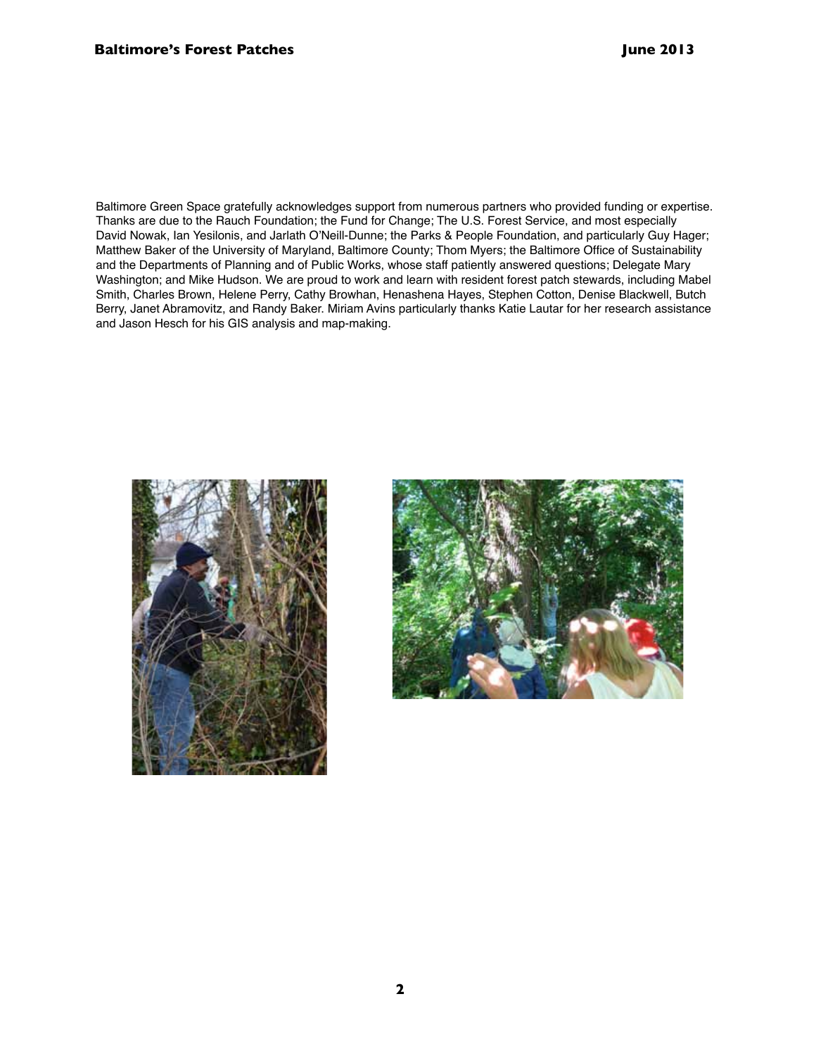Baltimore Green Space gratefully acknowledges support from numerous partners who provided funding or expertise. Thanks are due to the Rauch Foundation; the Fund for Change; The U.S. Forest Service, and most especially David Nowak, Ian Yesilonis, and Jarlath O'Neill-Dunne; the Parks & People Foundation, and particularly Guy Hager; Matthew Baker of the University of Maryland, Baltimore County; Thom Myers; the Baltimore Office of Sustainability and the Departments of Planning and of Public Works, whose staff patiently answered questions; Delegate Mary Washington; and Mike Hudson. We are proud to work and learn with resident forest patch stewards, including Mabel Smith, Charles Brown, Helene Perry, Cathy Browhan, Henashena Hayes, Stephen Cotton, Denise Blackwell, Butch Berry, Janet Abramovitz, and Randy Baker. Miriam Avins particularly thanks Katie Lautar for her research assistance and Jason Hesch for his GIS analysis and map-making.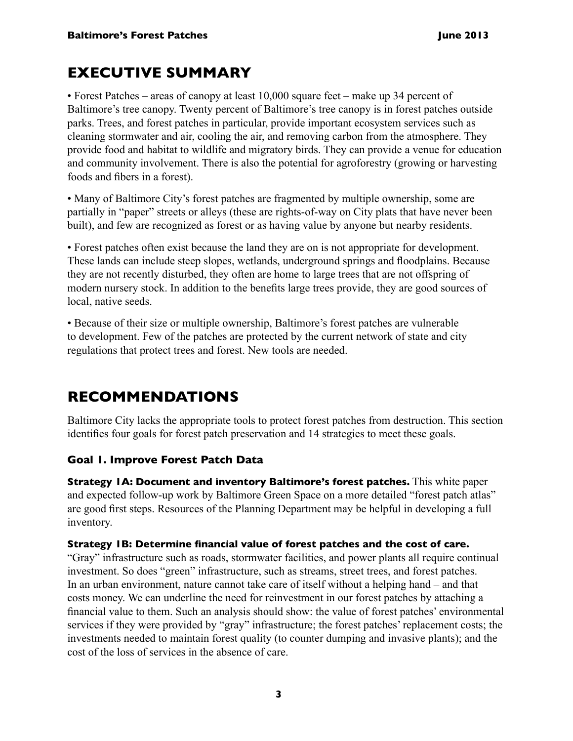# EXECUTIVE SUMMARY

• Forest Patches – areas of canopy at least 10,000 square feet – make up 34 percent of Baltimore's tree canopy. Twenty percent of Baltimore's tree canopy is in forest patches outside parks. Trees, and forest patches in particular, provide important ecosystem services such as cleaning stormwater and air, cooling the air, and removing carbon from the atmosphere. They provide food and habitat to wildlife and migratory birds. They can provide a venue for education and community involvement. There is also the potential for agroforestry (growing or harvesting foods and fibers in a forest).

• Many of Baltimore City's forest patches are fragmented by multiple ownership, some are partially in "paper" streets or alleys (these are rights-of-way on City plats that have never been built), and few are recognized as forest or as having value by anyone but nearby residents.

• Forest patches often exist because the land they are on is not appropriate for development. These lands can include steep slopes, wetlands, underground springs and floodplains. Because they are not recently disturbed, they often are home to large trees that are not offspring of modern nursery stock. In addition to the benefits large trees provide, they are good sources of local, native seeds.

• Because of their size or multiple ownership, Baltimore's forest patches are vulnerable to development. Few of the patches are protected by the current network of state and city regulations that protect trees and forest. New tools are needed.

# RECOMMENDATIONS

Baltimore City lacks the appropriate tools to protect forest patches from destruction. This section identifies four goals for forest patch preservation and 14 strategies to meet these goals.

## Goal 1. Improve Forest Patch Data

**Strategy 1A: Document and inventory Baltimore's forest patches.** This white paper and expected follow-up work by Baltimore Green Space on a more detailed "forest patch atlas" are good first steps. Resources of the Planning Department may be helpful in developing a full inventory.

**Strategy 1B: Determine financial value of forest patches and the cost of care.** "Gray" infrastructure such as roads, stormwater facilities, and power plants all require continual investment. So does "green" infrastructure, such as streams, street trees, and forest patches. In an urban environment, nature cannot take care of itself without a helping hand – and that costs money. We can underline the need for reinvestment in our forest patches by attaching a financial value to them. Such an analysis should show: the value of forest patches' environmental services if they were provided by "gray" infrastructure; the forest patches' replacement costs; the investments needed to maintain forest quality (to counter dumping and invasive plants); and the cost of the loss of services in the absence of care.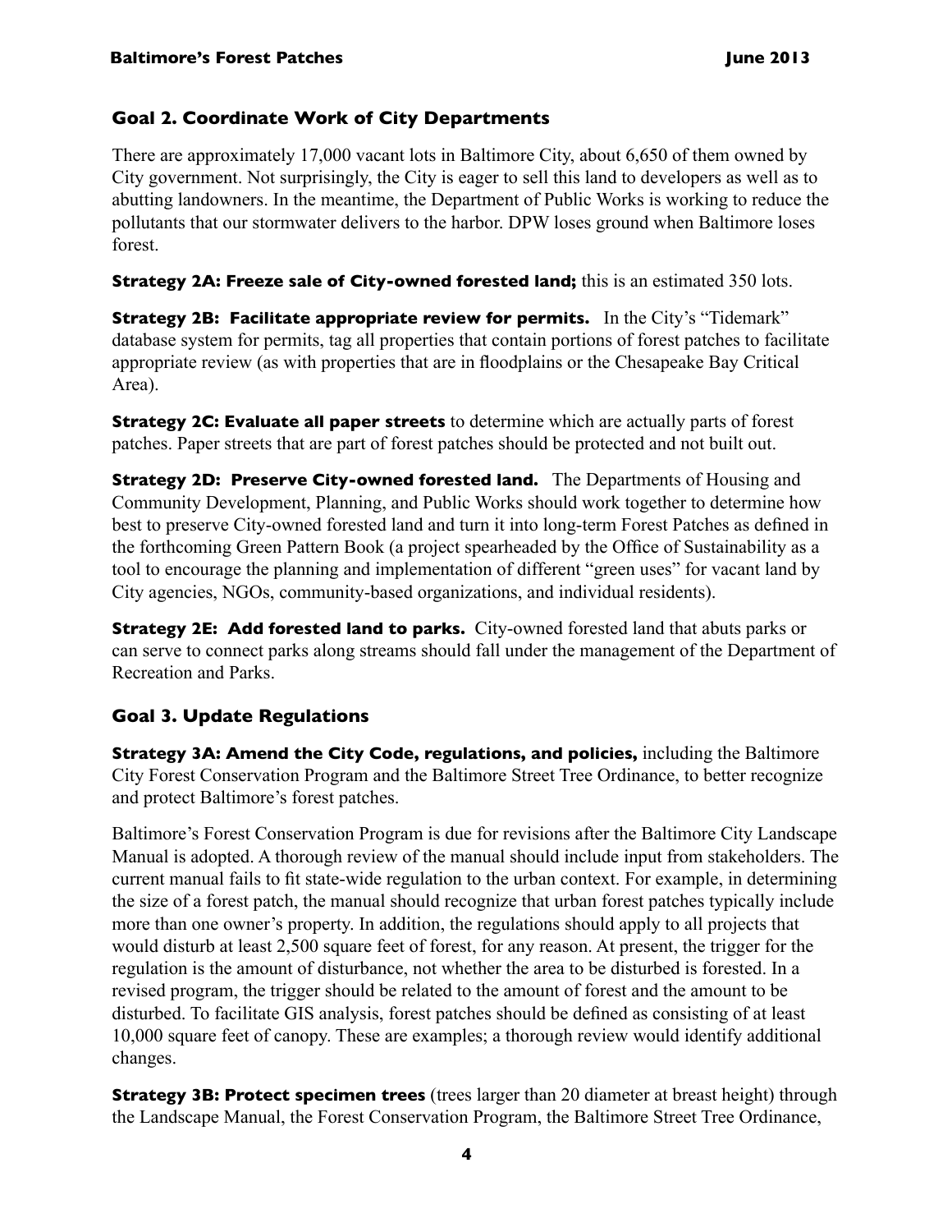## Goal 2. Coordinate Work of City Departments

There are approximately 17,000 vacant lots in Baltimore City, about 6,650 of them owned by City government. Not surprisingly, the City is eager to sell this land to developers as well as to abutting landowners. In the meantime, the Department of Public Works is working to reduce the pollutants that our stormwater delivers to the harbor. DPW loses ground when Baltimore loses forest.

**Strategy 2A: Freeze sale of City-owned forested land;** this is an estimated 350 lots.

**Strategy 2B: Facilitate appropriate review for permits.** In the City's "Tidemark" database system for permits, tag all properties that contain portions of forest patches to facilitate appropriate review (as with properties that are in floodplains or the Chesapeake Bay Critical Area).

**Strategy 2C: Evaluate all paper streets** to determine which are actually parts of forest patches. Paper streets that are part of forest patches should be protected and not built out.

**Strategy 2D: Preserve City-owned forested land.** The Departments of Housing and Community Development, Planning, and Public Works should work together to determine how best to preserve City-owned forested land and turn it into long-term Forest Patches as defined in the forthcoming Green Pattern Book (a project spearheaded by the Office of Sustainability as a tool to encourage the planning and implementation of different "green uses" for vacant land by City agencies, NGOs, community-based organizations, and individual residents).

**Strategy 2E: Add forested land to parks.** City-owned forested land that abuts parks or can serve to connect parks along streams should fall under the management of the Department of Recreation and Parks.

## Goal 3. Update Regulations

**Strategy 3A: Amend the City Code, regulations, and policies,** including the Baltimore City Forest Conservation Program and the Baltimore Street Tree Ordinance, to better recognize and protect Baltimore's forest patches.

Baltimore's Forest Conservation Program is due for revisions after the Baltimore City Landscape Manual is adopted. A thorough review of the manual should include input from stakeholders. The current manual fails to fit state-wide regulation to the urban context. For example, in determining the size of a forest patch, the manual should recognize that urban forest patches typically include more than one owner's property. In addition, the regulations should apply to all projects that would disturb at least 2,500 square feet of forest, for any reason. At present, the trigger for the regulation is the amount of disturbance, not whether the area to be disturbed is forested. In a revised program, the trigger should be related to the amount of forest and the amount to be disturbed. To facilitate GIS analysis, forest patches should be defined as consisting of at least 10,000 square feet of canopy. These are examples; a thorough review would identify additional changes.

**Strategy 3B: Protect specimen trees** (trees larger than 20 diameter at breast height) through the Landscape Manual, the Forest Conservation Program, the Baltimore Street Tree Ordinance,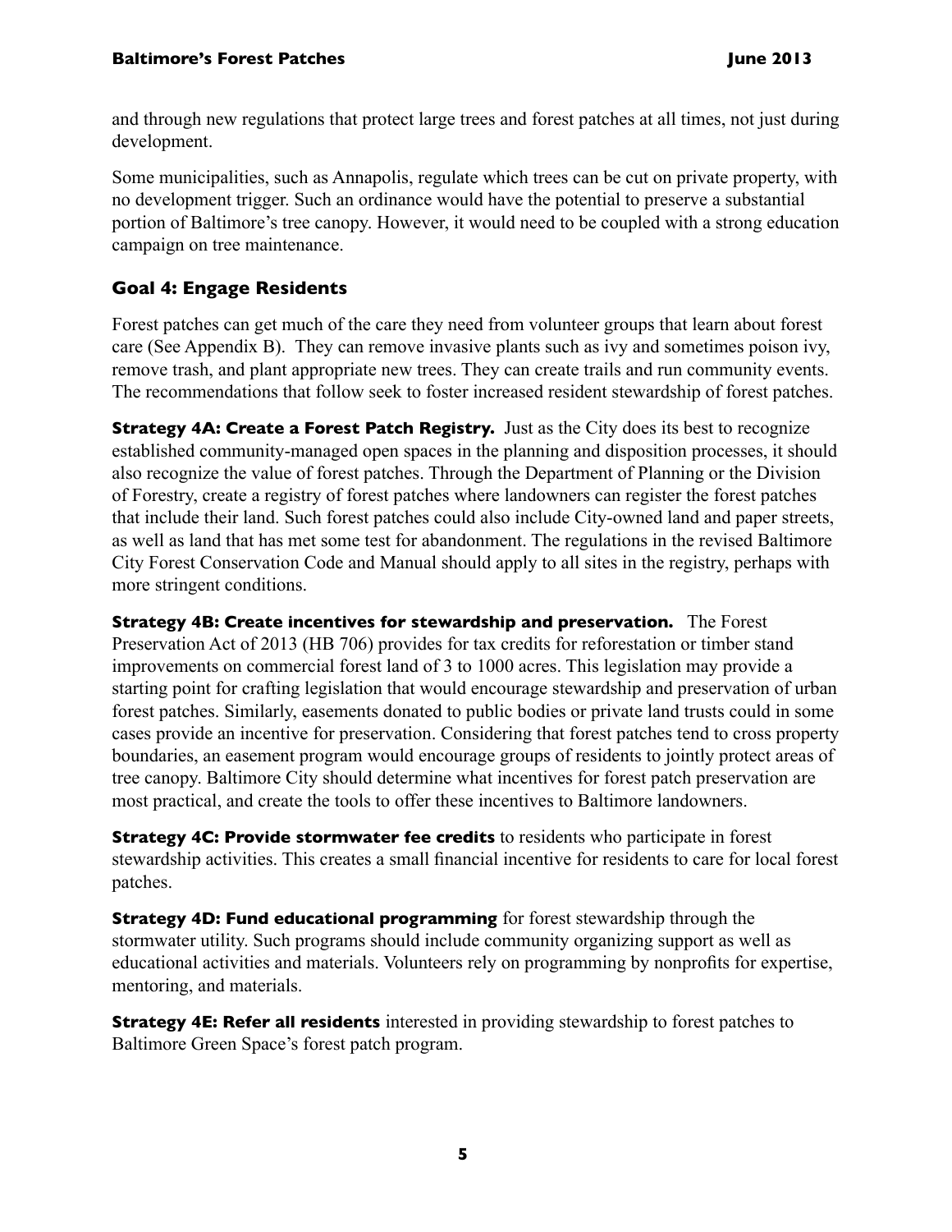and through new regulations that protect large trees and forest patches at all times, not just during development.

Some municipalities, such as Annapolis, regulate which trees can be cut on private property, with no development trigger. Such an ordinance would have the potential to preserve a substantial portion of Baltimore's tree canopy. However, it would need to be coupled with a strong education campaign on tree maintenance.

### Goal 4: Engage Residents

Forest patches can get much of the care they need from volunteer groups that learn about forest care (See Appendix B). They can remove invasive plants such as ivy and sometimes poison ivy, remove trash, and plant appropriate new trees. They can create trails and run community events. The recommendations that follow seek to foster increased resident stewardship of forest patches.

**Strategy 4A: Create a Forest Patch Registry.** Just as the City does its best to recognize established community-managed open spaces in the planning and disposition processes, it should also recognize the value of forest patches. Through the Department of Planning or the Division of Forestry, create a registry of forest patches where landowners can register the forest patches that include their land. Such forest patches could also include City-owned land and paper streets, as well as land that has met some test for abandonment. The regulations in the revised Baltimore City Forest Conservation Code and Manual should apply to all sites in the registry, perhaps with more stringent conditions.

**Strategy 4B: Create incentives for stewardship and preservation.** The Forest Preservation Act of 2013 (HB 706) provides for tax credits for reforestation or timber stand improvements on commercial forest land of 3 to 1000 acres. This legislation may provide a starting point for crafting legislation that would encourage stewardship and preservation of urban forest patches. Similarly, easements donated to public bodies or private land trusts could in some cases provide an incentive for preservation. Considering that forest patches tend to cross property boundaries, an easement program would encourage groups of residents to jointly protect areas of tree canopy. Baltimore City should determine what incentives for forest patch preservation are most practical, and create the tools to offer these incentives to Baltimore landowners.

**Strategy 4C: Provide stormwater fee credits** to residents who participate in forest stewardship activities. This creates a small financial incentive for residents to care for local forest patches.

**Strategy 4D: Fund educational programming** for forest stewardship through the stormwater utility. Such programs should include community organizing support as well as educational activities and materials. Volunteers rely on programming by nonprofits for expertise, mentoring, and materials.

**Strategy 4E: Refer all residents** interested in providing stewardship to forest patches to Baltimore Green Space's forest patch program.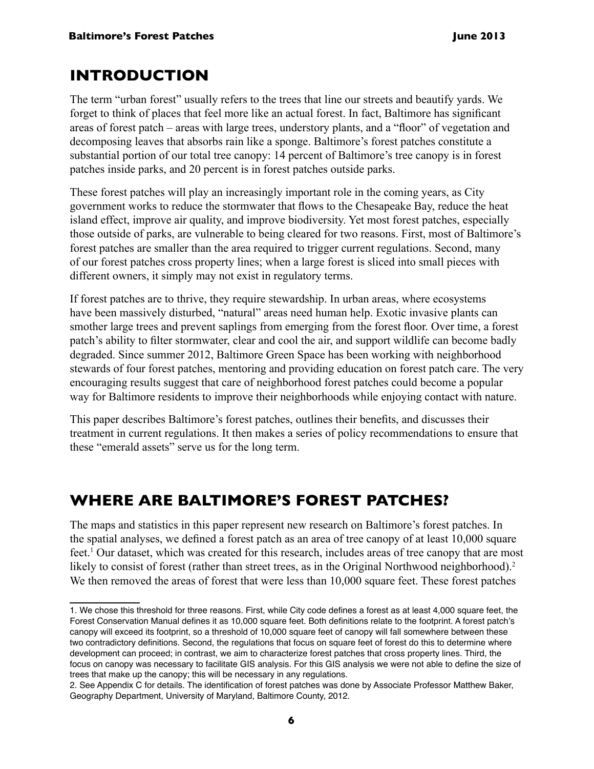## INTRODUCTION

The term "urban forest" usually refers to the trees that line our streets and beautify yards. We forget to think of places that feel more like an actual forest. In fact, Baltimore has significant areas of forest patch – areas with large trees, understory plants, and a "floor" of vegetation and decomposing leaves that absorbs rain like a sponge. Baltimore's forest patches constitute a substantial portion of our total tree canopy: 14 percent of Baltimore's tree canopy is in forest patches inside parks, and 20 percent is in forest patches outside parks.

These forest patches will play an increasingly important role in the coming years, as City government works to reduce the stormwater that flows to the Chesapeake Bay, reduce the heat island effect, improve air quality, and improve biodiversity. Yet most forest patches, especially those outside of parks, are vulnerable to being cleared for two reasons. First, most of Baltimore's forest patches are smaller than the area required to trigger current regulations. Second, many of our forest patches cross property lines; when a large forest is sliced into small pieces with different owners, it simply may not exist in regulatory terms.

If forest patches are to thrive, they require stewardship. In urban areas, where ecosystems have been massively disturbed, "natural" areas need human help. Exotic invasive plants can smother large trees and prevent saplings from emerging from the forest floor. Over time, a forest patch's ability to filter stormwater, clear and cool the air, and support wildlife can become badly degraded. Since summer 2012, Baltimore Green Space has been working with neighborhood stewards of four forest patches, mentoring and providing education on forest patch care. The very encouraging results suggest that care of neighborhood forest patches could become a popular way for Baltimore residents to improve their neighborhoods while enjoying contact with nature.

This paper describes Baltimore's forest patches, outlines their benefits, and discusses their treatment in current regulations. It then makes a series of policy recommendations to ensure that these "emerald assets" serve us for the long term.

## WHERE ARE BALTIMORE'S FOREST PATCHES?

The maps and statistics in this paper represent new research on Baltimore's forest patches. In the spatial analyses, we defined a forest patch as an area of tree canopy of at least 10,000 square feet.[1] Our dataset, which was created for this research, includes areas of tree canopy that are most likely to consist of forest (rather than street trees, as in the Original Northwood neighborhood).[2] We then removed the areas of forest that were less than 10,000 square feet. These forest patches

---

1. We chose this threshold for three reasons. First, while City code defines a forest as at least 4,000 square feet, the Forest Conservation Manual defines it as 10,000 square feet. Both definitions relate to the footprint. A forest patch's canopy will exceed its footprint, so a threshold of 10,000 square feet of canopy will fall somewhere between these two contradictory definitions. Second, the regulations that focus on square feet of forest do this to determine where development can proceed; in contrast, we aim to characterize forest patches that cross property lines. Third, the focus on canopy was necessary to facilitate GIS analysis. For this GIS analysis we were not able to define the size of trees that make up the canopy; this will be necessary in any regulations.

2. See Appendix C for details. The identification of forest patches was done by Associate Professor Matthew Baker, Geography Department, University of Maryland, Baltimore County, 2012.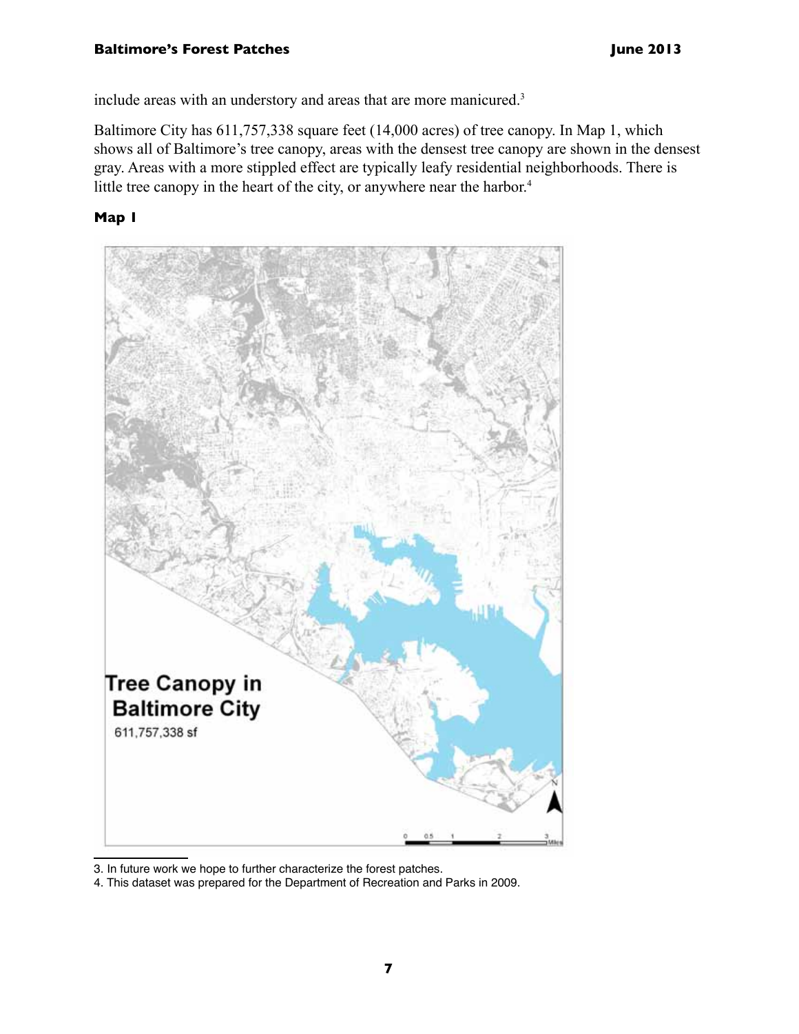include areas with an understory and areas that are more manicured.[3]

Baltimore City has 611,757,338 square feet (14,000 acres) of tree canopy. In Map 1, which shows all of Baltimore's tree canopy, areas with the densest tree canopy are shown in the densest gray. Areas with a more stippled effect are typically leafy residential neighborhoods. There is little tree canopy in the heart of the city, or anywhere near the harbor.[4]

**Map 1**

Tree Canopy in Baltimore City

611,757,338 sf

3. In future work we hope to further characterize the forest patches.

4. This dataset was prepared for the Department of Recreation and Parks in 2009.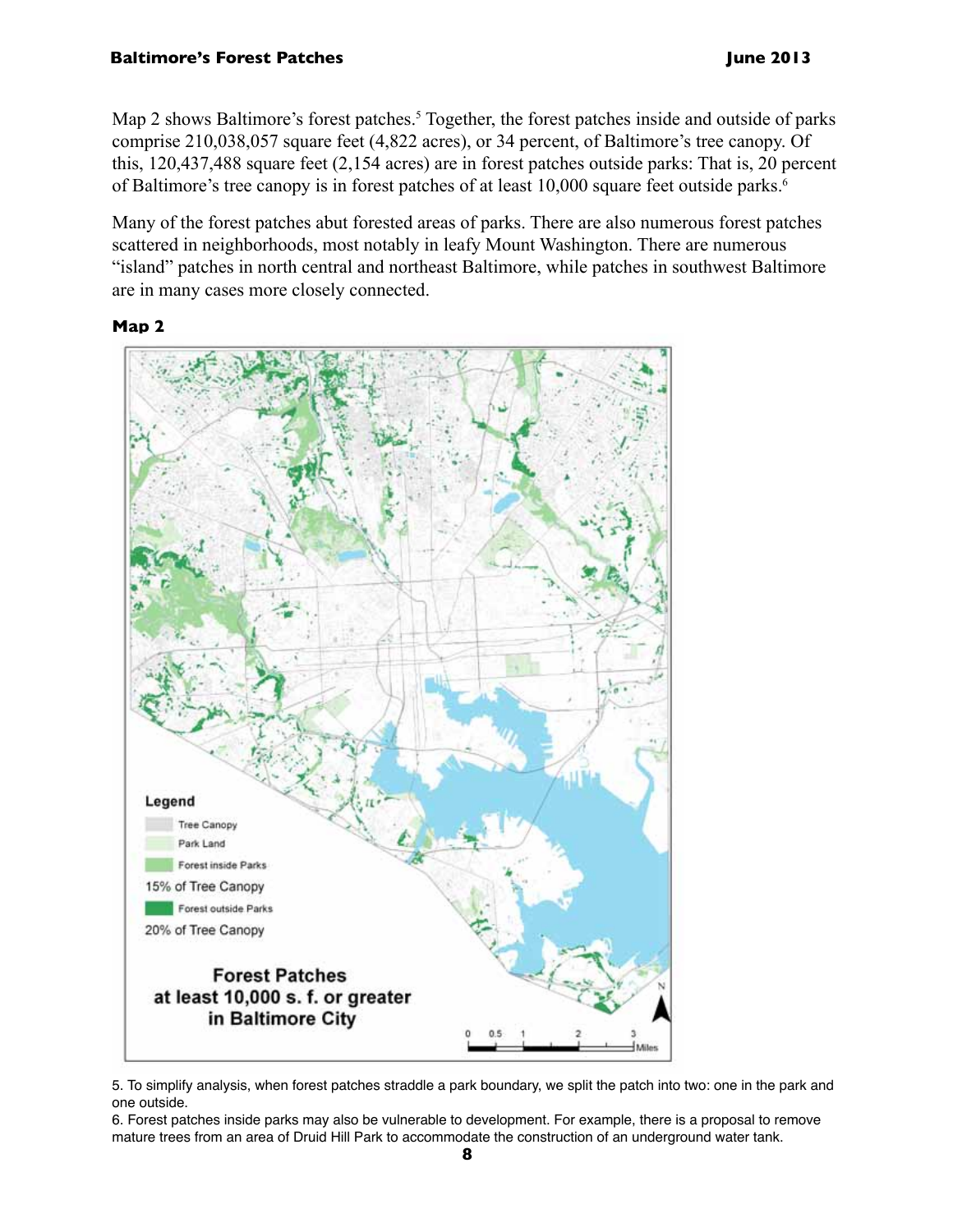Map 2 shows Baltimore's forest patches.[5] Together, the forest patches inside and outside of parks comprise 210,038,057 square feet (4,822 acres), or 34 percent, of Baltimore's tree canopy. Of this, 120,437,488 square feet (2,154 acres) are in forest patches outside parks: That is, 20 percent of Baltimore's tree canopy is in forest patches of at least 10,000 square feet outside parks.[6]

Many of the forest patches abut forested areas of parks. There are also numerous forest patches scattered in neighborhoods, most notably in leafy Mount Washington. There are numerous "island" patches in north central and northeast Baltimore, while patches in southwest Baltimore are in many cases more closely connected.

**Map 2**

Legend

- Tree Canopy
- Park Land
- Forest inside Parks

15% of Tree Canopy

- Forest outside Parks

20% of Tree Canopy

**Forest Patches at least 10,000 s. f. or greater in Baltimore City**

0 0.5 1 2 3 Miles

N

5. To simplify analysis, when forest patches straddle a park boundary, we split the patch into two: one in the park and one outside.

6. Forest patches inside parks may also be vulnerable to development. For example, there is a proposal to remove mature trees from an area of Druid Hill Park to accommodate the construction of an underground water tank.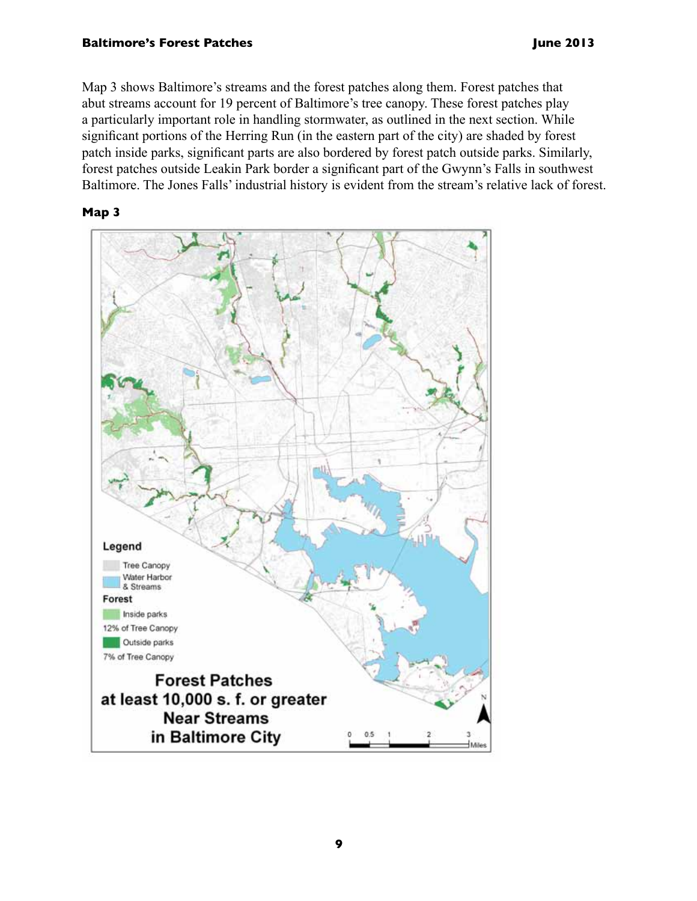Map 3 shows Baltimore's streams and the forest patches along them. Forest patches that abut streams account for 19 percent of Baltimore's tree canopy. These forest patches play a particularly important role in handling stormwater, as outlined in the next section. While significant portions of the Herring Run (in the eastern part of the city) are shaded by forest patch inside parks, significant parts are also bordered by forest patch outside parks. Similarly, forest patches outside Leakin Park border a significant part of the Gwynn's Falls in southwest Baltimore. The Jones Falls' industrial history is evident from the stream's relative lack of forest.

**Map 3**

Legend

Tree Canopy

Water Harbor & Streams

Forest

Inside parks

12% of Tree Canopy

Outside parks

7% of Tree Canopy

**Forest Patches at least 10,000 s. f. or greater Near Streams in Baltimore City**

0 0.5 1 2 3 Miles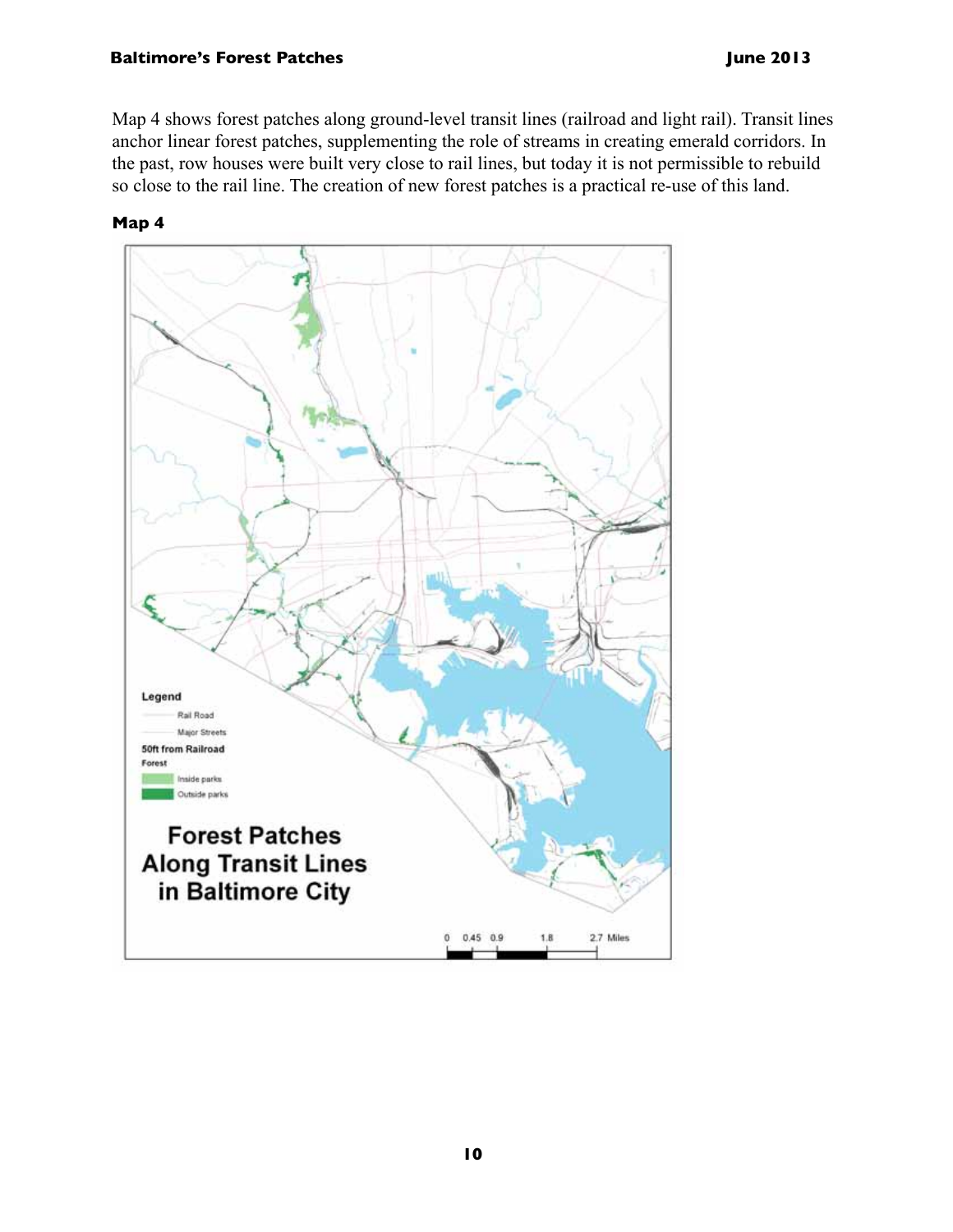Map 4 shows forest patches along ground-level transit lines (railroad and light rail). Transit lines anchor linear forest patches, supplementing the role of streams in creating emerald corridors. In the past, row houses were built very close to rail lines, but today it is not permissible to rebuild so close to the rail line. The creation of new forest patches is a practical re-use of this land.

**Map 4**

Legend
- Rail Road
- Major Streets

50ft from Railroad
Forest
- Inside parks
- Outside parks

**Forest Patches Along Transit Lines in Baltimore City**

0 0.45 0.9 1.8 2.7 Miles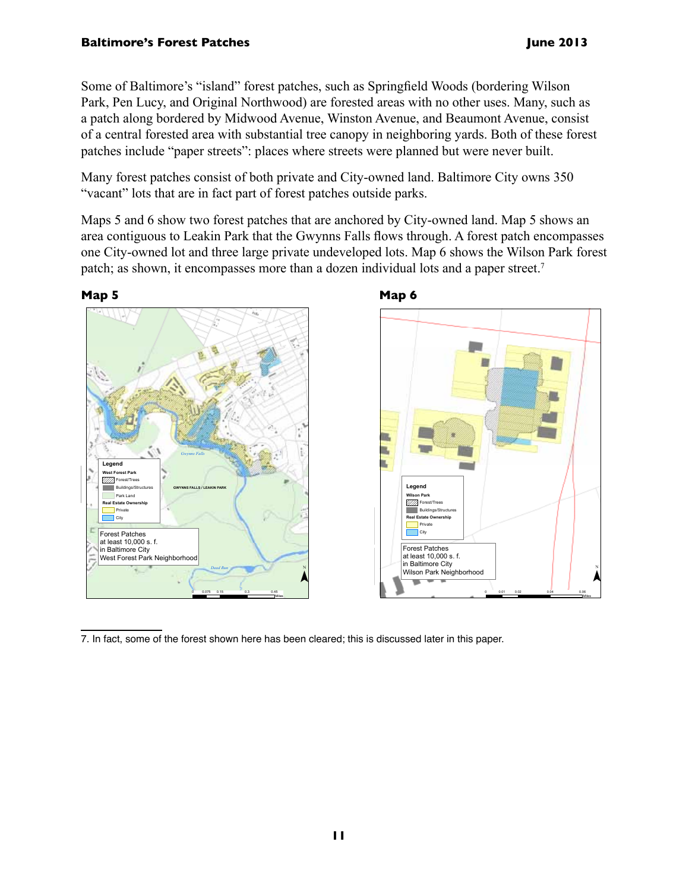Some of Baltimore's "island" forest patches, such as Springfield Woods (bordering Wilson Park, Pen Lucy, and Original Northwood) are forested areas with no other uses. Many, such as a patch along bordered by Midwood Avenue, Winston Avenue, and Beaumont Avenue, consist of a central forested area with substantial tree canopy in neighboring yards. Both of these forest patches include "paper streets": places where streets were planned but were never built.

Many forest patches consist of both private and City-owned land. Baltimore City owns 350 "vacant" lots that are in fact part of forest patches outside parks.

Maps 5 and 6 show two forest patches that are anchored by City-owned land. Map 5 shows an area contiguous to Leakin Park that the Gwynns Falls flows through. A forest patch encompasses one City-owned lot and three large private undeveloped lots. Map 6 shows the Wilson Park forest patch; as shown, it encompasses more than a dozen individual lots and a paper street.[7]

**Map 5**

Legend
West Forest Park
Forest/Trees
Buildings/Structures
Park Land
Real Estate Ownership
Private
City

GWYNNS FALLS / LEAKIN PARK

Gwynns Falls

Dead Run

Forest Patches
at least 10,000 s. f.
in Baltimore City
West Forest Park Neighborhood

0 0.075 0.15 0.3 0.45 Miles

**Map 6**

Legend
Wilson Park
Forest/Trees
Buildings/Structures
Real Estate Ownership
Private
City

Forest Patches
at least 10,000 s. f.
in Baltimore City
Wilson Park Neighborhood

0 0.01 0.02 0.04 0.06 Miles

---

7. In fact, some of the forest shown here has been cleared; this is discussed later in this paper.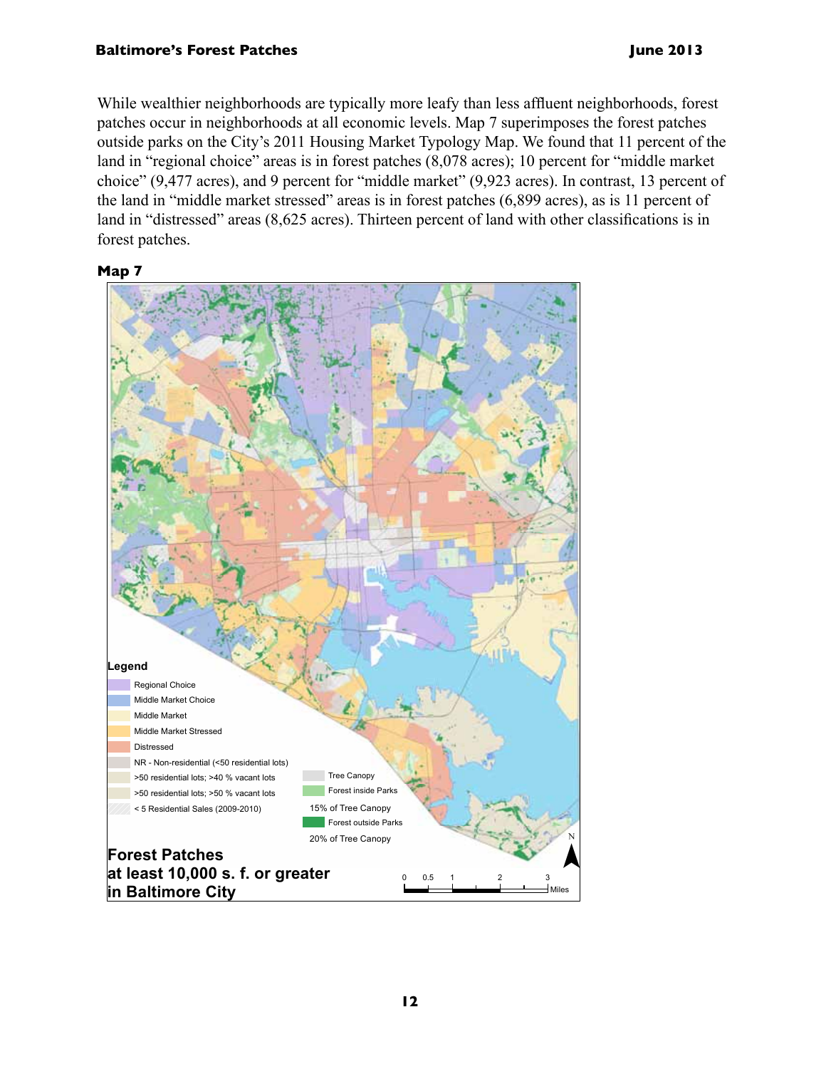While wealthier neighborhoods are typically more leafy than less affluent neighborhoods, forest patches occur in neighborhoods at all economic levels. Map 7 superimposes the forest patches outside parks on the City's 2011 Housing Market Typology Map. We found that 11 percent of the land in "regional choice" areas is in forest patches (8,078 acres); 10 percent for "middle market choice" (9,477 acres), and 9 percent for "middle market" (9,923 acres). In contrast, 13 percent of the land in "middle market stressed" areas is in forest patches (6,899 acres), as is 11 percent of land in "distressed" areas (8,625 acres). Thirteen percent of land with other classifications is in forest patches.

**Map 7**

**Legend**

- Regional Choice
- Middle Market Choice
- Middle Market
- Middle Market Stressed
- Distressed
- NR - Non-residential (<50 residential lots)
- >50 residential lots; >40 % vacant lots
- >50 residential lots; >50 % vacant lots
- < 5 Residential Sales (2009-2010)
- Tree Canopy
- Forest inside Parks
- 15% of Tree Canopy
- Forest outside Parks
- 20% of Tree Canopy

**Forest Patches at least 10,000 s. f. or greater in Baltimore City**

0 0.5 1 2 3 Miles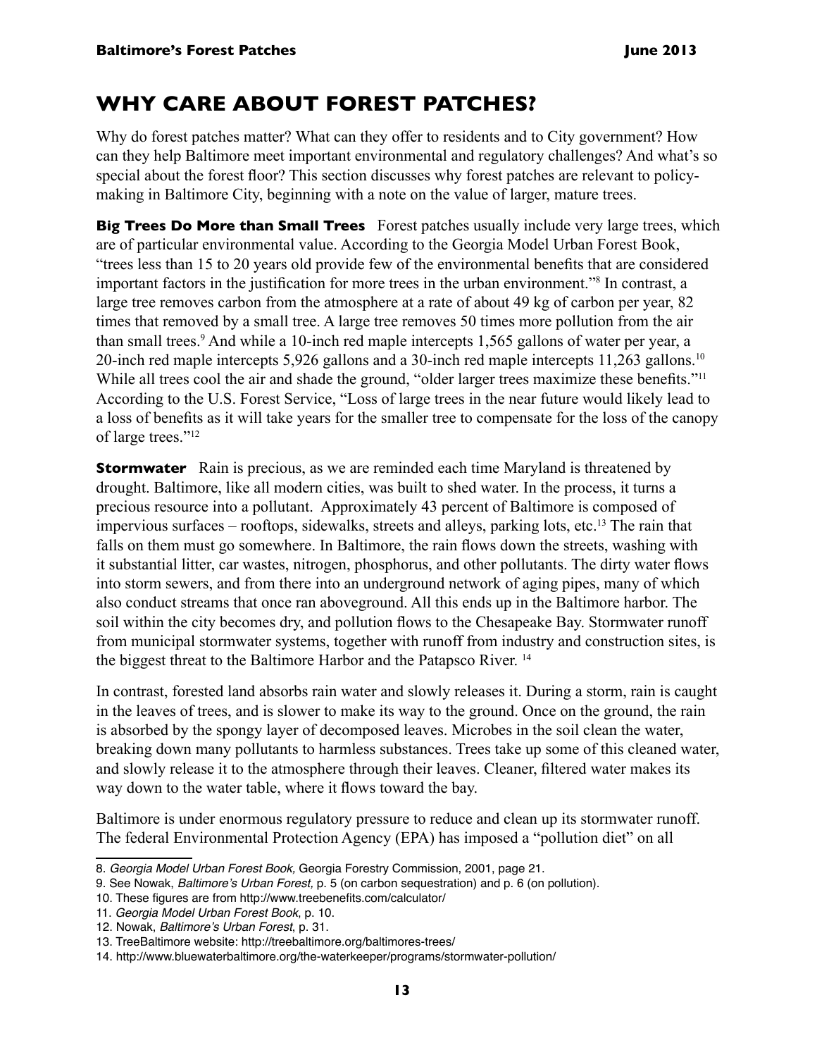## WHY CARE ABOUT FOREST PATCHES?

Why do forest patches matter? What can they offer to residents and to City government? How can they help Baltimore meet important environmental and regulatory challenges? And what's so special about the forest floor? This section discusses why forest patches are relevant to policy-making in Baltimore City, beginning with a note on the value of larger, mature trees.

**Big Trees Do More than Small Trees** Forest patches usually include very large trees, which are of particular environmental value. According to the Georgia Model Urban Forest Book, "trees less than 15 to 20 years old provide few of the environmental benefits that are considered important factors in the justification for more trees in the urban environment."[8] In contrast, a large tree removes carbon from the atmosphere at a rate of about 49 kg of carbon per year, 82 times that removed by a small tree. A large tree removes 50 times more pollution from the air than small trees.[9] And while a 10-inch red maple intercepts 1,565 gallons of water per year, a 20-inch red maple intercepts 5,926 gallons and a 30-inch red maple intercepts 11,263 gallons.[10] While all trees cool the air and shade the ground, "older larger trees maximize these benefits."[11] According to the U.S. Forest Service, "Loss of large trees in the near future would likely lead to a loss of benefits as it will take years for the smaller tree to compensate for the loss of the canopy of large trees."[12]

**Stormwater** Rain is precious, as we are reminded each time Maryland is threatened by drought. Baltimore, like all modern cities, was built to shed water. In the process, it turns a precious resource into a pollutant. Approximately 43 percent of Baltimore is composed of impervious surfaces – rooftops, sidewalks, streets and alleys, parking lots, etc.[13] The rain that falls on them must go somewhere. In Baltimore, the rain flows down the streets, washing with it substantial litter, car wastes, nitrogen, phosphorus, and other pollutants. The dirty water flows into storm sewers, and from there into an underground network of aging pipes, many of which also conduct streams that once ran aboveground. All this ends up in the Baltimore harbor. The soil within the city becomes dry, and pollution flows to the Chesapeake Bay. Stormwater runoff from municipal stormwater systems, together with runoff from industry and construction sites, is the biggest threat to the Baltimore Harbor and the Patapsco River.[14]

In contrast, forested land absorbs rain water and slowly releases it. During a storm, rain is caught in the leaves of trees, and is slower to make its way to the ground. Once on the ground, the rain is absorbed by the spongy layer of decomposed leaves. Microbes in the soil clean the water, breaking down many pollutants to harmless substances. Trees take up some of this cleaned water, and slowly release it to the atmosphere through their leaves. Cleaner, filtered water makes its way down to the water table, where it flows toward the bay.

Baltimore is under enormous regulatory pressure to reduce and clean up its stormwater runoff. The federal Environmental Protection Agency (EPA) has imposed a "pollution diet" on all

---

8. *Georgia Model Urban Forest Book,* Georgia Forestry Commission, 2001, page 21.
9. See Nowak, *Baltimore's Urban Forest,* p. 5 (on carbon sequestration) and p. 6 (on pollution).
10. These figures are from http://www.treebenefits.com/calculator/
11. *Georgia Model Urban Forest Book*, p. 10.
12. Nowak, *Baltimore's Urban Forest*, p. 31.
13. TreeBaltimore website: http://treebaltimore.org/baltimores-trees/
14. http://www.bluewaterbaltimore.org/the-waterkeeper/programs/stormwater-pollution/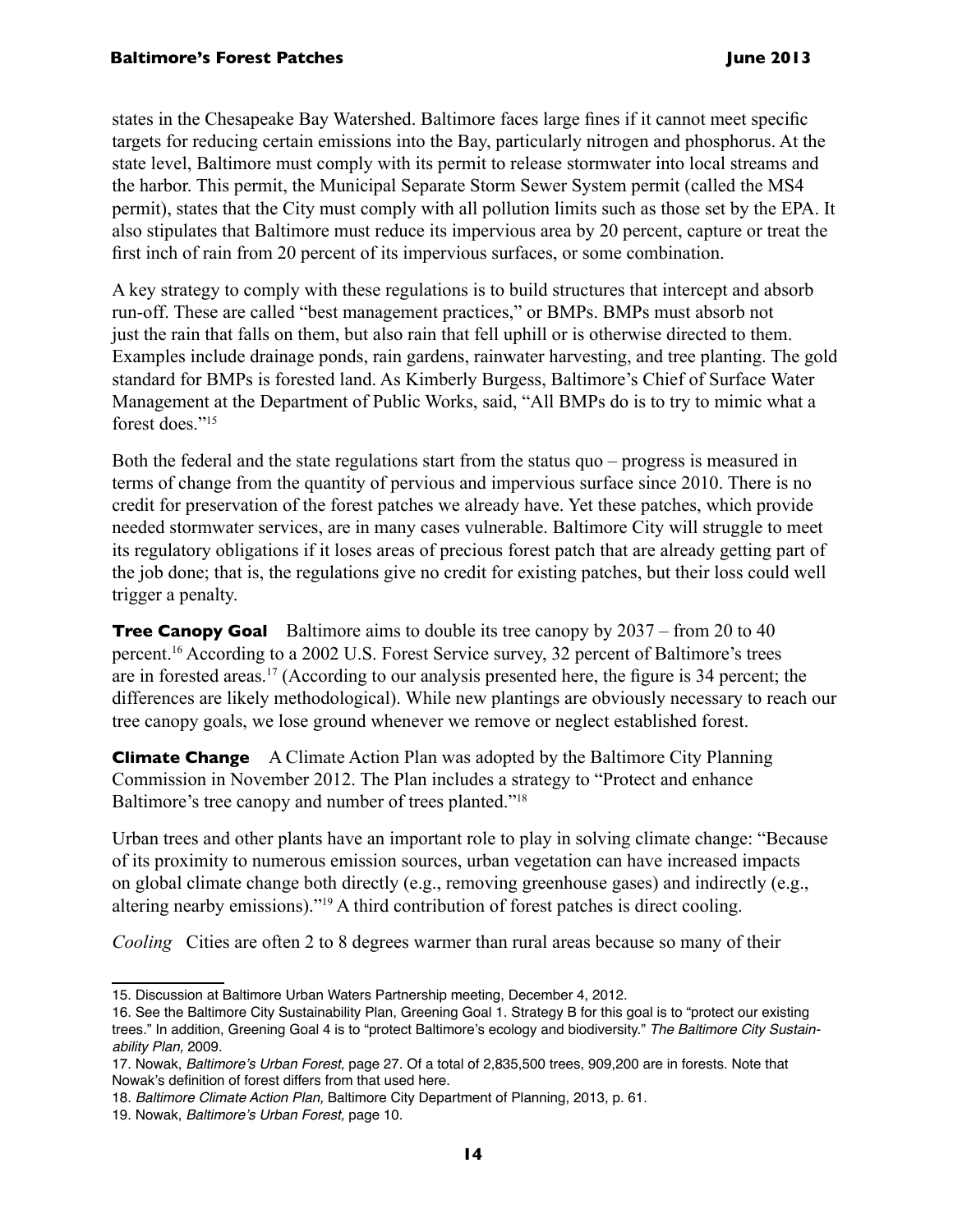states in the Chesapeake Bay Watershed. Baltimore faces large fines if it cannot meet specific targets for reducing certain emissions into the Bay, particularly nitrogen and phosphorus. At the state level, Baltimore must comply with its permit to release stormwater into local streams and the harbor. This permit, the Municipal Separate Storm Sewer System permit (called the MS4 permit), states that the City must comply with all pollution limits such as those set by the EPA. It also stipulates that Baltimore must reduce its impervious area by 20 percent, capture or treat the first inch of rain from 20 percent of its impervious surfaces, or some combination.

A key strategy to comply with these regulations is to build structures that intercept and absorb run-off. These are called "best management practices," or BMPs. BMPs must absorb not just the rain that falls on them, but also rain that fell uphill or is otherwise directed to them. Examples include drainage ponds, rain gardens, rainwater harvesting, and tree planting. The gold standard for BMPs is forested land. As Kimberly Burgess, Baltimore's Chief of Surface Water Management at the Department of Public Works, said, "All BMPs do is to try to mimic what a forest does."[15]

Both the federal and the state regulations start from the status quo – progress is measured in terms of change from the quantity of pervious and impervious surface since 2010. There is no credit for preservation of the forest patches we already have. Yet these patches, which provide needed stormwater services, are in many cases vulnerable. Baltimore City will struggle to meet its regulatory obligations if it loses areas of precious forest patch that are already getting part of the job done; that is, the regulations give no credit for existing patches, but their loss could well trigger a penalty.

**Tree Canopy Goal** Baltimore aims to double its tree canopy by 2037 – from 20 to 40 percent.[16] According to a 2002 U.S. Forest Service survey, 32 percent of Baltimore's trees are in forested areas.[17] (According to our analysis presented here, the figure is 34 percent; the differences are likely methodological). While new plantings are obviously necessary to reach our tree canopy goals, we lose ground whenever we remove or neglect established forest.

**Climate Change** A Climate Action Plan was adopted by the Baltimore City Planning Commission in November 2012. The Plan includes a strategy to "Protect and enhance Baltimore's tree canopy and number of trees planted."[18]

Urban trees and other plants have an important role to play in solving climate change: "Because of its proximity to numerous emission sources, urban vegetation can have increased impacts on global climate change both directly (e.g., removing greenhouse gases) and indirectly (e.g., altering nearby emissions)."[19] A third contribution of forest patches is direct cooling.

*Cooling* Cities are often 2 to 8 degrees warmer than rural areas because so many of their

---

15. Discussion at Baltimore Urban Waters Partnership meeting, December 4, 2012.

16. See the Baltimore City Sustainability Plan, Greening Goal 1. Strategy B for this goal is to "protect our existing trees." In addition, Greening Goal 4 is to "protect Baltimore's ecology and biodiversity." *The Baltimore City Sustainability Plan,* 2009.

17. Nowak, *Baltimore's Urban Forest,* page 27. Of a total of 2,835,500 trees, 909,200 are in forests. Note that Nowak's definition of forest differs from that used here.

18. *Baltimore Climate Action Plan,* Baltimore City Department of Planning, 2013, p. 61.

19. Nowak, *Baltimore's Urban Forest,* page 10.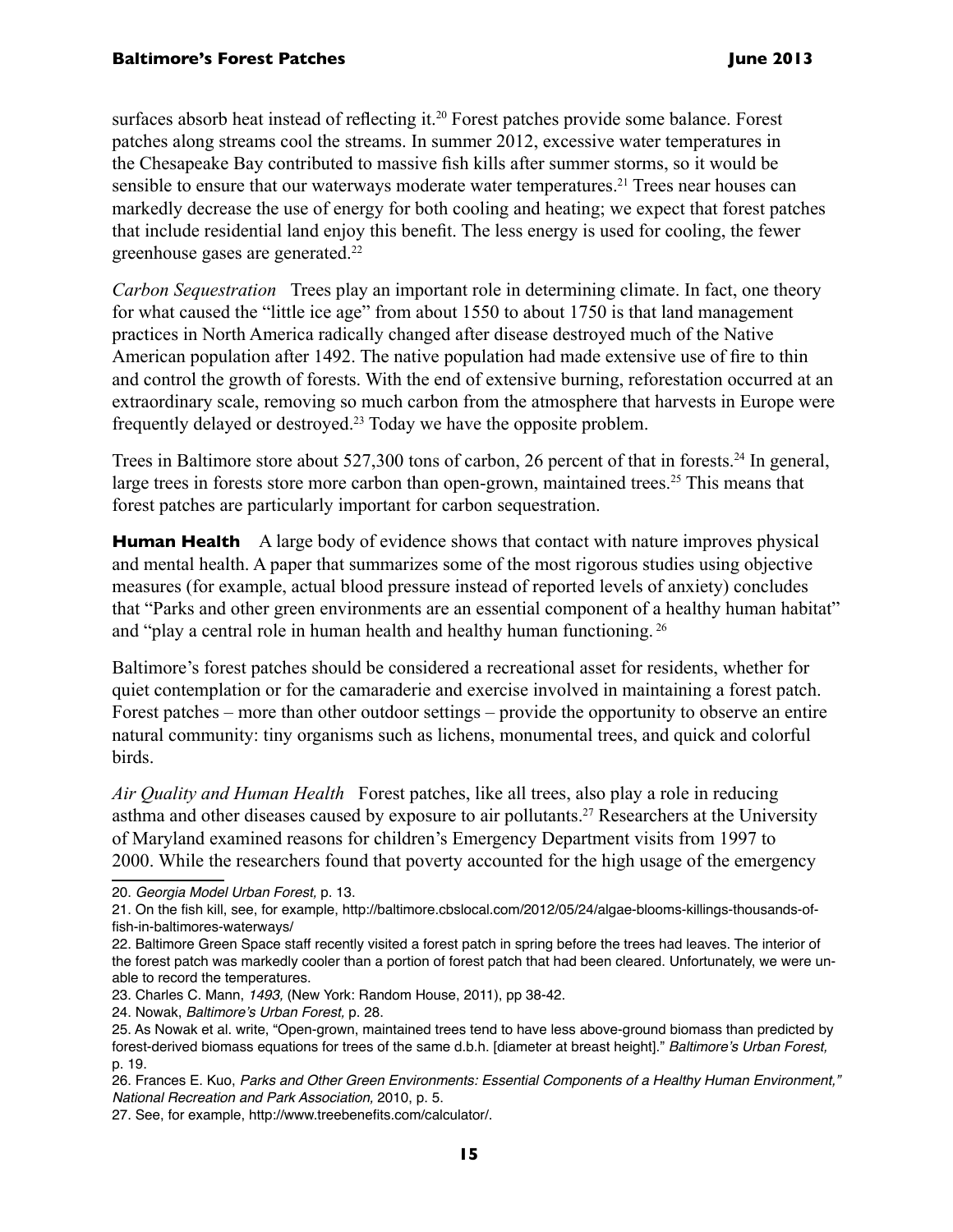surfaces absorb heat instead of reflecting it.[20] Forest patches provide some balance. Forest patches along streams cool the streams. In summer 2012, excessive water temperatures in the Chesapeake Bay contributed to massive fish kills after summer storms, so it would be sensible to ensure that our waterways moderate water temperatures.[21] Trees near houses can markedly decrease the use of energy for both cooling and heating; we expect that forest patches that include residential land enjoy this benefit. The less energy is used for cooling, the fewer greenhouse gases are generated.[22]

*Carbon Sequestration* Trees play an important role in determining climate. In fact, one theory for what caused the "little ice age" from about 1550 to about 1750 is that land management practices in North America radically changed after disease destroyed much of the Native American population after 1492. The native population had made extensive use of fire to thin and control the growth of forests. With the end of extensive burning, reforestation occurred at an extraordinary scale, removing so much carbon from the atmosphere that harvests in Europe were frequently delayed or destroyed.[23] Today we have the opposite problem.

Trees in Baltimore store about 527,300 tons of carbon, 26 percent of that in forests.[24] In general, large trees in forests store more carbon than open-grown, maintained trees.[25] This means that forest patches are particularly important for carbon sequestration.

**Human Health** A large body of evidence shows that contact with nature improves physical and mental health. A paper that summarizes some of the most rigorous studies using objective measures (for example, actual blood pressure instead of reported levels of anxiety) concludes that "Parks and other green environments are an essential component of a healthy human habitat" and "play a central role in human health and healthy human functioning.[26]

Baltimore's forest patches should be considered a recreational asset for residents, whether for quiet contemplation or for the camaraderie and exercise involved in maintaining a forest patch. Forest patches – more than other outdoor settings – provide the opportunity to observe an entire natural community: tiny organisms such as lichens, monumental trees, and quick and colorful birds.

*Air Quality and Human Health* Forest patches, like all trees, also play a role in reducing asthma and other diseases caused by exposure to air pollutants.[27] Researchers at the University of Maryland examined reasons for children's Emergency Department visits from 1997 to 2000. While the researchers found that poverty accounted for the high usage of the emergency

---

20. *Georgia Model Urban Forest,* p. 13.

21. On the fish kill, see, for example, http://baltimore.cbslocal.com/2012/05/24/algae-blooms-killings-thousands-of-fish-in-baltimores-waterways/

22. Baltimore Green Space staff recently visited a forest patch in spring before the trees had leaves. The interior of the forest patch was markedly cooler than a portion of forest patch that had been cleared. Unfortunately, we were unable to record the temperatures.

23. Charles C. Mann, *1493,* (New York: Random House, 2011), pp 38-42.

24. Nowak, *Baltimore's Urban Forest,* p. 28.

25. As Nowak et al. write, "Open-grown, maintained trees tend to have less above-ground biomass than predicted by forest-derived biomass equations for trees of the same d.b.h. [diameter at breast height]." *Baltimore's Urban Forest,* p. 19.

26. Frances E. Kuo, *Parks and Other Green Environments: Essential Components of a Healthy Human Environment," National Recreation and Park Association,* 2010, p. 5.

27. See, for example, http://www.treebenefits.com/calculator/.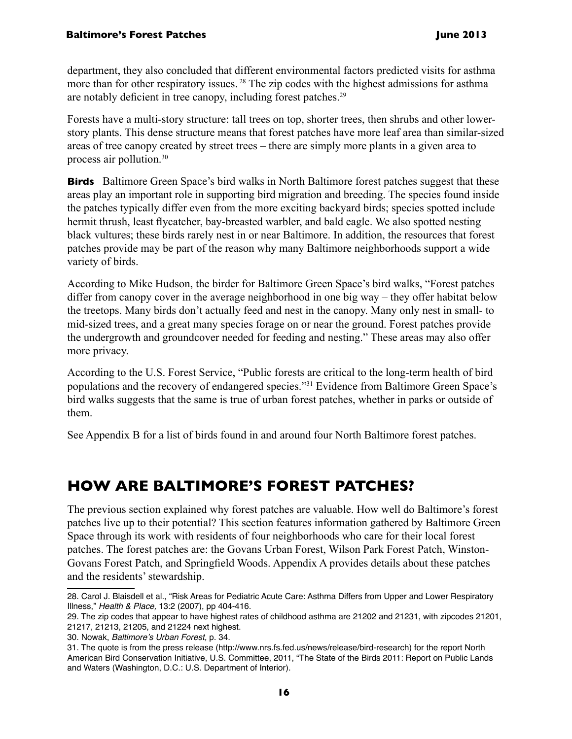department, they also concluded that different environmental factors predicted visits for asthma more than for other respiratory issues.[28] The zip codes with the highest admissions for asthma are notably deficient in tree canopy, including forest patches.[29]

Forests have a multi-story structure: tall trees on top, shorter trees, then shrubs and other lower-story plants. This dense structure means that forest patches have more leaf area than similar-sized areas of tree canopy created by street trees – there are simply more plants in a given area to process air pollution.[30]

**Birds** Baltimore Green Space's bird walks in North Baltimore forest patches suggest that these areas play an important role in supporting bird migration and breeding. The species found inside the patches typically differ even from the more exciting backyard birds; species spotted include hermit thrush, least flycatcher, bay-breasted warbler, and bald eagle. We also spotted nesting black vultures; these birds rarely nest in or near Baltimore. In addition, the resources that forest patches provide may be part of the reason why many Baltimore neighborhoods support a wide variety of birds.

According to Mike Hudson, the birder for Baltimore Green Space's bird walks, "Forest patches differ from canopy cover in the average neighborhood in one big way – they offer habitat below the treetops. Many birds don't actually feed and nest in the canopy. Many only nest in small- to mid-sized trees, and a great many species forage on or near the ground. Forest patches provide the undergrowth and groundcover needed for feeding and nesting." These areas may also offer more privacy.

According to the U.S. Forest Service, "Public forests are critical to the long-term health of bird populations and the recovery of endangered species."[31] Evidence from Baltimore Green Space's bird walks suggests that the same is true of urban forest patches, whether in parks or outside of them.

See Appendix B for a list of birds found in and around four North Baltimore forest patches.

## HOW ARE BALTIMORE'S FOREST PATCHES?

The previous section explained why forest patches are valuable. How well do Baltimore's forest patches live up to their potential? This section features information gathered by Baltimore Green Space through its work with residents of four neighborhoods who care for their local forest patches. The forest patches are: the Govans Urban Forest, Wilson Park Forest Patch, Winston-Govans Forest Patch, and Springfield Woods. Appendix A provides details about these patches and the residents' stewardship.

---

28. Carol J. Blaisdell et al., "Risk Areas for Pediatric Acute Care: Asthma Differs from Upper and Lower Respiratory Illness," *Health & Place,* 13:2 (2007), pp 404-416.

29. The zip codes that appear to have highest rates of childhood asthma are 21202 and 21231, with zipcodes 21201, 21217, 21213, 21205, and 21224 next highest.

30. Nowak, *Baltimore's Urban Forest,* p. 34.

31. The quote is from the press release (http://www.nrs.fs.fed.us/news/release/bird-research) for the report North American Bird Conservation Initiative, U.S. Committee, 2011, "The State of the Birds 2011: Report on Public Lands and Waters (Washington, D.C.: U.S. Department of Interior).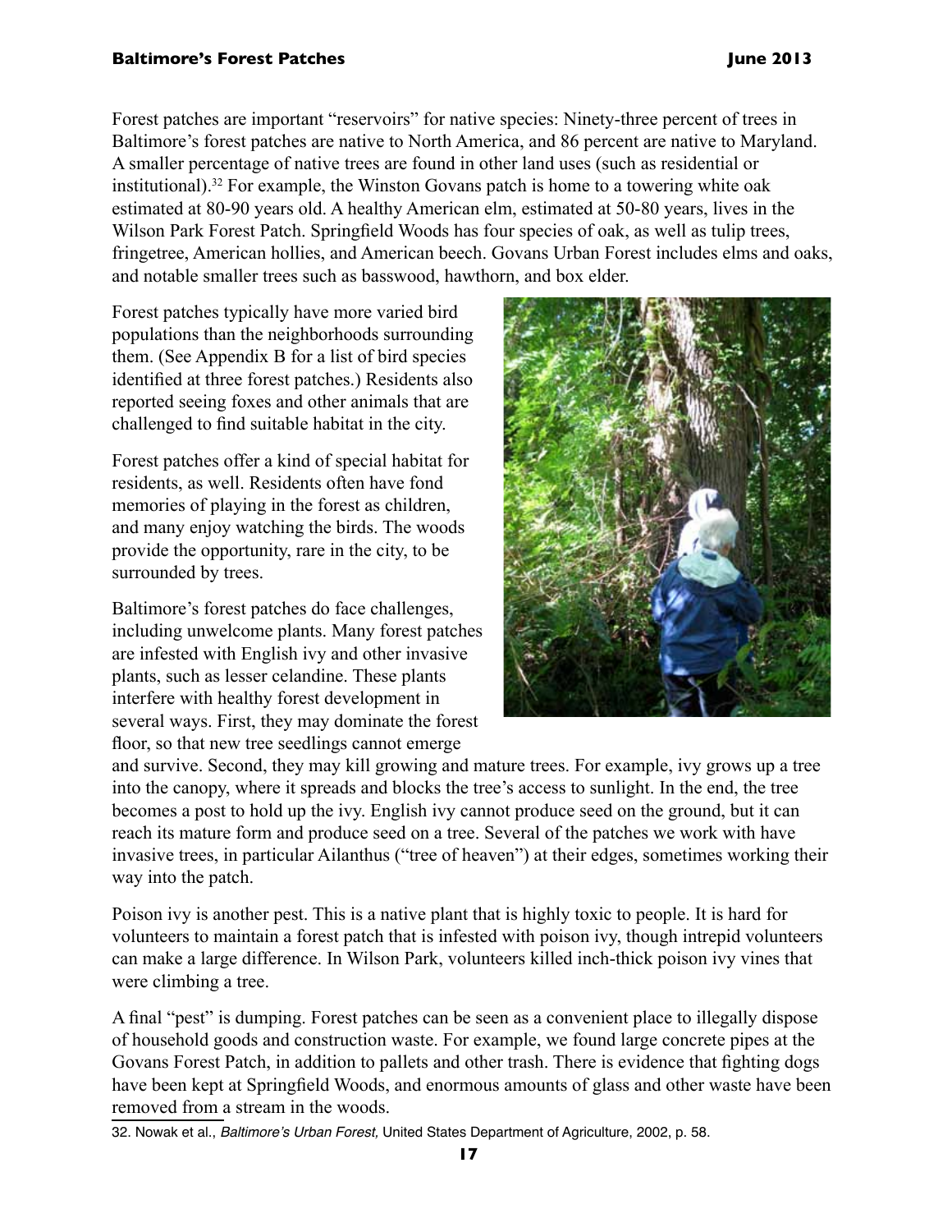Forest patches are important "reservoirs" for native species: Ninety-three percent of trees in Baltimore's forest patches are native to North America, and 86 percent are native to Maryland. A smaller percentage of native trees are found in other land uses (such as residential or institutional).[32] For example, the Winston Govans patch is home to a towering white oak estimated at 80-90 years old. A healthy American elm, estimated at 50-80 years, lives in the Wilson Park Forest Patch. Springfield Woods has four species of oak, as well as tulip trees, fringetree, American hollies, and American beech. Govans Urban Forest includes elms and oaks, and notable smaller trees such as basswood, hawthorn, and box elder.

Forest patches typically have more varied bird populations than the neighborhoods surrounding them. (See Appendix B for a list of bird species identified at three forest patches.) Residents also reported seeing foxes and other animals that are challenged to find suitable habitat in the city.

Forest patches offer a kind of special habitat for residents, as well. Residents often have fond memories of playing in the forest as children, and many enjoy watching the birds. The woods provide the opportunity, rare in the city, to be surrounded by trees.

Baltimore's forest patches do face challenges, including unwelcome plants. Many forest patches are infested with English ivy and other invasive plants, such as lesser celandine. These plants interfere with healthy forest development in several ways. First, they may dominate the forest floor, so that new tree seedlings cannot emerge and survive. Second, they may kill growing and mature trees. For example, ivy grows up a tree into the canopy, where it spreads and blocks the tree's access to sunlight. In the end, the tree becomes a post to hold up the ivy. English ivy cannot produce seed on the ground, but it can reach its mature form and produce seed on a tree. Several of the patches we work with have invasive trees, in particular Ailanthus ("tree of heaven") at their edges, sometimes working their way into the patch.

Poison ivy is another pest. This is a native plant that is highly toxic to people. It is hard for volunteers to maintain a forest patch that is infested with poison ivy, though intrepid volunteers can make a large difference. In Wilson Park, volunteers killed inch-thick poison ivy vines that were climbing a tree.

A final "pest" is dumping. Forest patches can be seen as a convenient place to illegally dispose of household goods and construction waste. For example, we found large concrete pipes at the Govans Forest Patch, in addition to pallets and other trash. There is evidence that fighting dogs have been kept at Springfield Woods, and enormous amounts of glass and other waste have been removed from a stream in the woods.

32. Nowak et al., *Baltimore's Urban Forest,* United States Department of Agriculture, 2002, p. 58.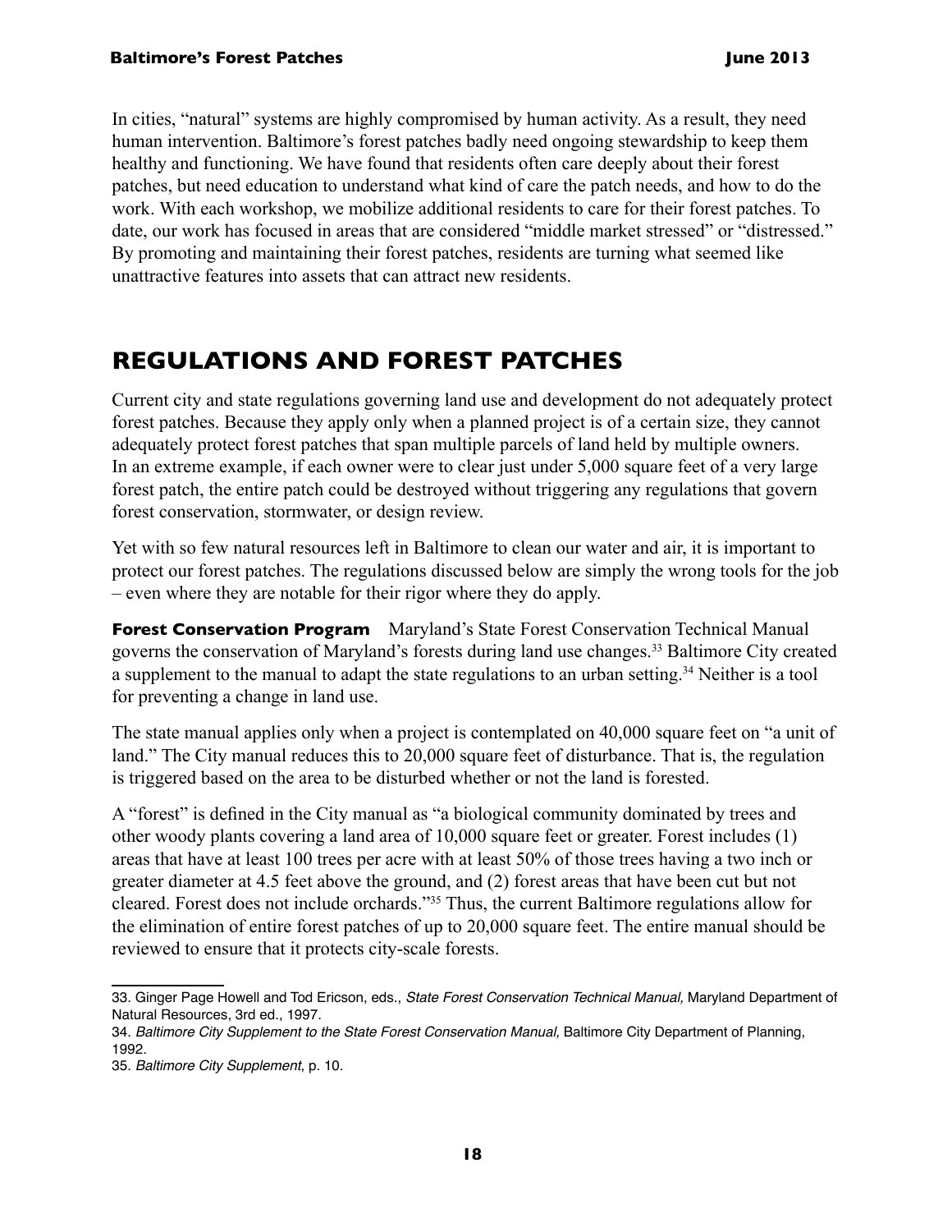In cities, "natural" systems are highly compromised by human activity. As a result, they need human intervention. Baltimore's forest patches badly need ongoing stewardship to keep them healthy and functioning. We have found that residents often care deeply about their forest patches, but need education to understand what kind of care the patch needs, and how to do the work. With each workshop, we mobilize additional residents to care for their forest patches. To date, our work has focused in areas that are considered "middle market stressed" or "distressed." By promoting and maintaining their forest patches, residents are turning what seemed like unattractive features into assets that can attract new residents.

## REGULATIONS AND FOREST PATCHES

Current city and state regulations governing land use and development do not adequately protect forest patches. Because they apply only when a planned project is of a certain size, they cannot adequately protect forest patches that span multiple parcels of land held by multiple owners. In an extreme example, if each owner were to clear just under 5,000 square feet of a very large forest patch, the entire patch could be destroyed without triggering any regulations that govern forest conservation, stormwater, or design review.

Yet with so few natural resources left in Baltimore to clean our water and air, it is important to protect our forest patches. The regulations discussed below are simply the wrong tools for the job – even where they are notable for their rigor where they do apply.

**Forest Conservation Program** Maryland's State Forest Conservation Technical Manual governs the conservation of Maryland's forests during land use changes.[33] Baltimore City created a supplement to the manual to adapt the state regulations to an urban setting.[34] Neither is a tool for preventing a change in land use.

The state manual applies only when a project is contemplated on 40,000 square feet on "a unit of land." The City manual reduces this to 20,000 square feet of disturbance. That is, the regulation is triggered based on the area to be disturbed whether or not the land is forested.

A "forest" is defined in the City manual as "a biological community dominated by trees and other woody plants covering a land area of 10,000 square feet or greater. Forest includes (1) areas that have at least 100 trees per acre with at least 50% of those trees having a two inch or greater diameter at 4.5 feet above the ground, and (2) forest areas that have been cut but not cleared. Forest does not include orchards."[35] Thus, the current Baltimore regulations allow for the elimination of entire forest patches of up to 20,000 square feet. The entire manual should be reviewed to ensure that it protects city-scale forests.

---

33. Ginger Page Howell and Tod Ericson, eds., *State Forest Conservation Technical Manual,* Maryland Department of Natural Resources, 3rd ed., 1997.

34. *Baltimore City Supplement to the State Forest Conservation Manual,* Baltimore City Department of Planning, 1992.

35. *Baltimore City Supplement*, p. 10.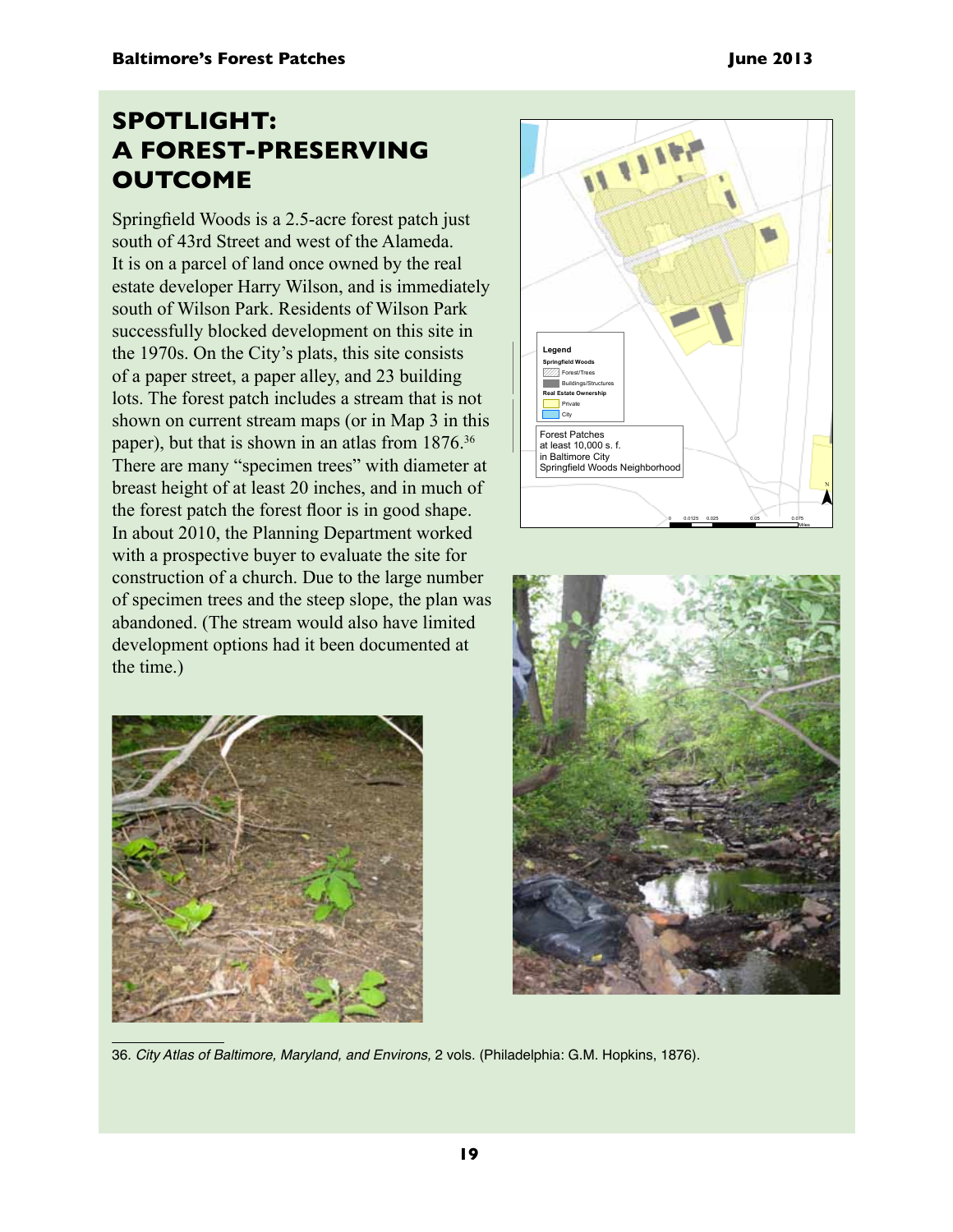## SPOTLIGHT: A FOREST-PRESERVING OUTCOME

Springfield Woods is a 2.5-acre forest patch just south of 43rd Street and west of the Alameda. It is on a parcel of land once owned by the real estate developer Harry Wilson, and is immediately south of Wilson Park. Residents of Wilson Park successfully blocked development on this site in the 1970s. On the City's plats, this site consists of a paper street, a paper alley, and 23 building lots. The forest patch includes a stream that is not shown on current stream maps (or in Map 3 in this paper), but that is shown in an atlas from 1876.[36] There are many "specimen trees" with diameter at breast height of at least 20 inches, and in much of the forest patch the forest floor is in good shape. In about 2010, the Planning Department worked with a prospective buyer to evaluate the site for construction of a church. Due to the large number of specimen trees and the steep slope, the plan was abandoned. (The stream would also have limited development options had it been documented at the time.)

---

36. *City Atlas of Baltimore, Maryland, and Environs,* 2 vols. (Philadelphia: G.M. Hopkins, 1876).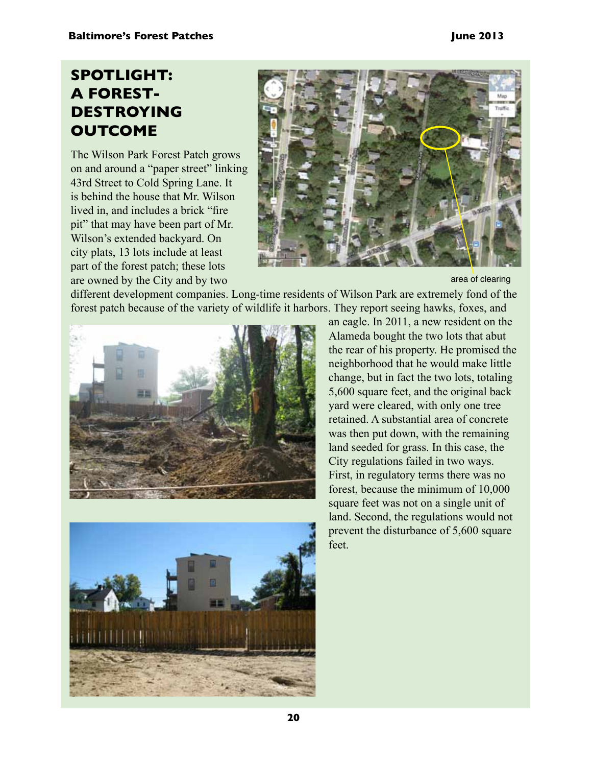## SPOTLIGHT: A FOREST-DESTROYING OUTCOME

area of clearing

The Wilson Park Forest Patch grows on and around a "paper street" linking 43rd Street to Cold Spring Lane. It is behind the house that Mr. Wilson lived in, and includes a brick "fire pit" that may have been part of Mr. Wilson's extended backyard. On city plats, 13 lots include at least part of the forest patch; these lots are owned by the City and by two different development companies. Long-time residents of Wilson Park are extremely fond of the forest patch because of the variety of wildlife it harbors. They report seeing hawks, foxes, and an eagle. In 2011, a new resident on the Alameda bought the two lots that abut the rear of his property. He promised the neighborhood that he would make little change, but in fact the two lots, totaling 5,600 square feet, and the original back yard were cleared, with only one tree retained. A substantial area of concrete was then put down, with the remaining land seeded for grass. In this case, the City regulations failed in two ways. First, in regulatory terms there was no forest, because the minimum of 10,000 square feet was not on a single unit of land. Second, the regulations would not prevent the disturbance of 5,600 square feet.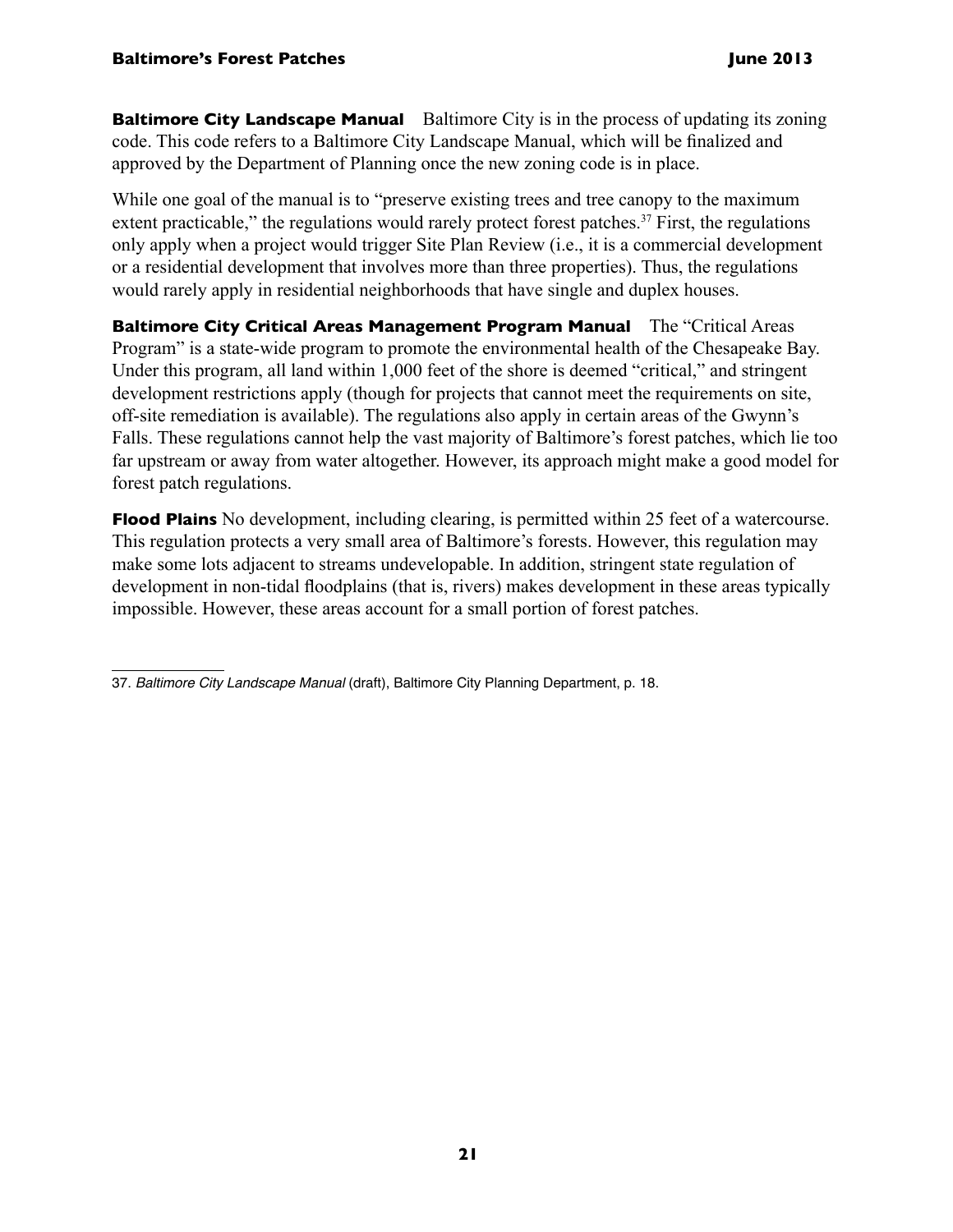**Baltimore City Landscape Manual** Baltimore City is in the process of updating its zoning code. This code refers to a Baltimore City Landscape Manual, which will be finalized and approved by the Department of Planning once the new zoning code is in place.

While one goal of the manual is to "preserve existing trees and tree canopy to the maximum extent practicable," the regulations would rarely protect forest patches.[37] First, the regulations only apply when a project would trigger Site Plan Review (i.e., it is a commercial development or a residential development that involves more than three properties). Thus, the regulations would rarely apply in residential neighborhoods that have single and duplex houses.

**Baltimore City Critical Areas Management Program Manual** The "Critical Areas Program" is a state-wide program to promote the environmental health of the Chesapeake Bay. Under this program, all land within 1,000 feet of the shore is deemed "critical," and stringent development restrictions apply (though for projects that cannot meet the requirements on site, off-site remediation is available). The regulations also apply in certain areas of the Gwynn's Falls. These regulations cannot help the vast majority of Baltimore's forest patches, which lie too far upstream or away from water altogether. However, its approach might make a good model for forest patch regulations.

**Flood Plains** No development, including clearing, is permitted within 25 feet of a watercourse. This regulation protects a very small area of Baltimore's forests. However, this regulation may make some lots adjacent to streams undevelopable. In addition, stringent state regulation of development in non-tidal floodplains (that is, rivers) makes development in these areas typically impossible. However, these areas account for a small portion of forest patches.

---

37. *Baltimore City Landscape Manual* (draft), Baltimore City Planning Department, p. 18.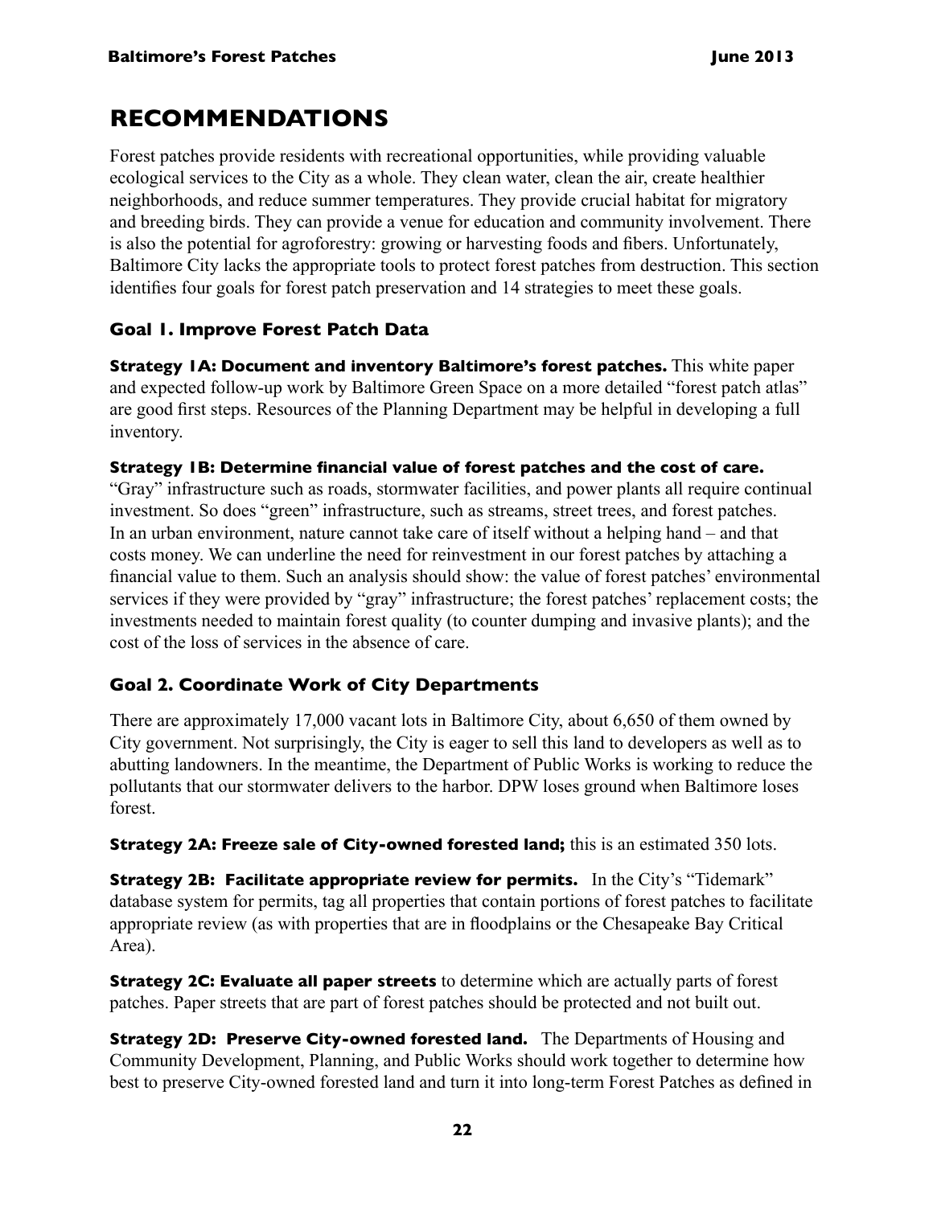# RECOMMENDATIONS

Forest patches provide residents with recreational opportunities, while providing valuable ecological services to the City as a whole. They clean water, clean the air, create healthier neighborhoods, and reduce summer temperatures. They provide crucial habitat for migratory and breeding birds. They can provide a venue for education and community involvement. There is also the potential for agroforestry: growing or harvesting foods and fibers. Unfortunately, Baltimore City lacks the appropriate tools to protect forest patches from destruction. This section identifies four goals for forest patch preservation and 14 strategies to meet these goals.

## Goal 1. Improve Forest Patch Data

**Strategy 1A: Document and inventory Baltimore's forest patches.** This white paper and expected follow-up work by Baltimore Green Space on a more detailed "forest patch atlas" are good first steps. Resources of the Planning Department may be helpful in developing a full inventory.

**Strategy 1B: Determine financial value of forest patches and the cost of care.** "Gray" infrastructure such as roads, stormwater facilities, and power plants all require continual investment. So does "green" infrastructure, such as streams, street trees, and forest patches. In an urban environment, nature cannot take care of itself without a helping hand – and that costs money. We can underline the need for reinvestment in our forest patches by attaching a financial value to them. Such an analysis should show: the value of forest patches' environmental services if they were provided by "gray" infrastructure; the forest patches' replacement costs; the investments needed to maintain forest quality (to counter dumping and invasive plants); and the cost of the loss of services in the absence of care.

## Goal 2. Coordinate Work of City Departments

There are approximately 17,000 vacant lots in Baltimore City, about 6,650 of them owned by City government. Not surprisingly, the City is eager to sell this land to developers as well as to abutting landowners. In the meantime, the Department of Public Works is working to reduce the pollutants that our stormwater delivers to the harbor. DPW loses ground when Baltimore loses forest.

**Strategy 2A: Freeze sale of City-owned forested land;** this is an estimated 350 lots.

**Strategy 2B: Facilitate appropriate review for permits.** In the City's "Tidemark" database system for permits, tag all properties that contain portions of forest patches to facilitate appropriate review (as with properties that are in floodplains or the Chesapeake Bay Critical Area).

**Strategy 2C: Evaluate all paper streets** to determine which are actually parts of forest patches. Paper streets that are part of forest patches should be protected and not built out.

**Strategy 2D: Preserve City-owned forested land.** The Departments of Housing and Community Development, Planning, and Public Works should work together to determine how best to preserve City-owned forested land and turn it into long-term Forest Patches as defined in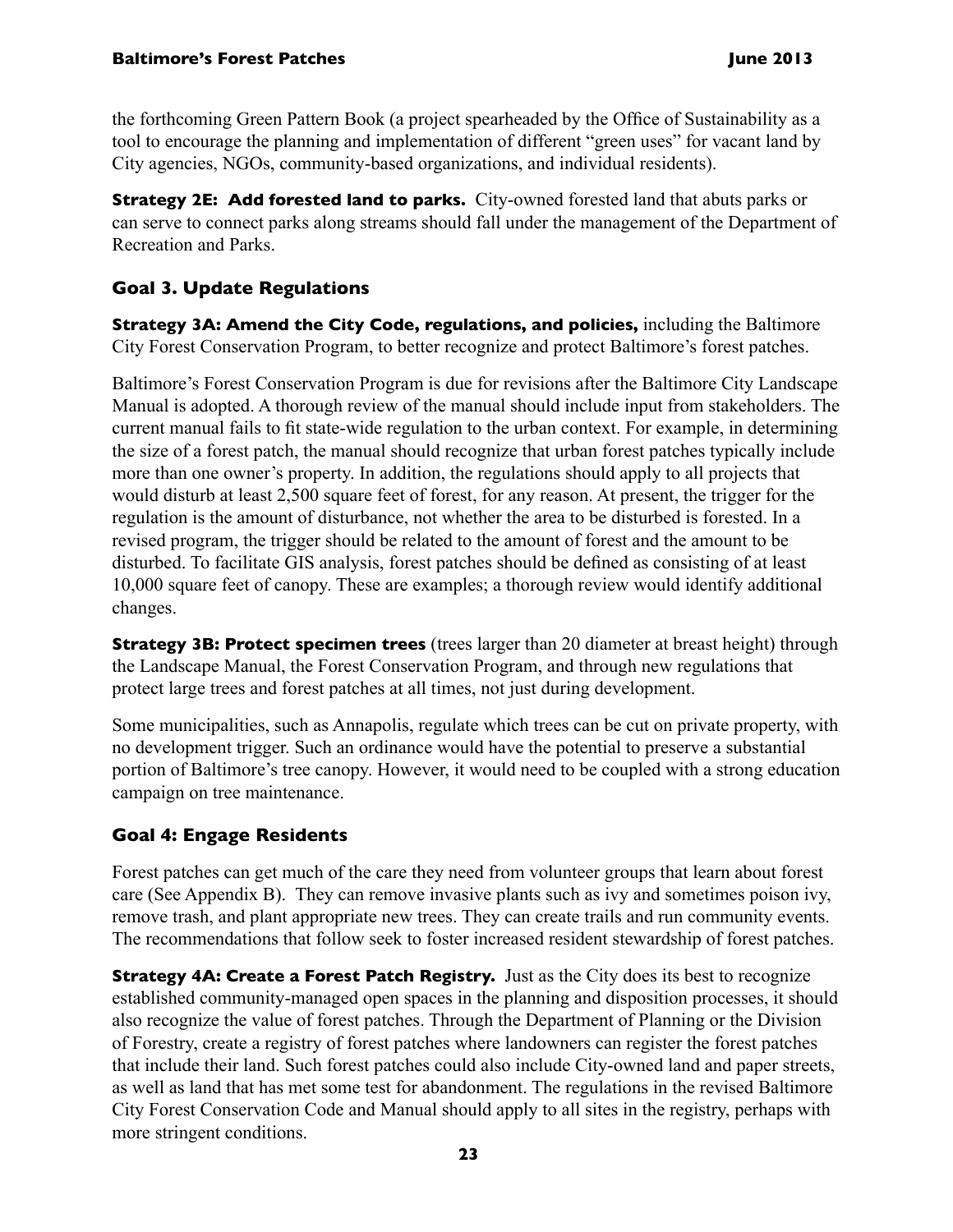the forthcoming Green Pattern Book (a project spearheaded by the Office of Sustainability as a tool to encourage the planning and implementation of different "green uses" for vacant land by City agencies, NGOs, community-based organizations, and individual residents).

**Strategy 2E: Add forested land to parks.** City-owned forested land that abuts parks or can serve to connect parks along streams should fall under the management of the Department of Recreation and Parks.

## Goal 3. Update Regulations

**Strategy 3A: Amend the City Code, regulations, and policies,** including the Baltimore City Forest Conservation Program, to better recognize and protect Baltimore's forest patches.

Baltimore's Forest Conservation Program is due for revisions after the Baltimore City Landscape Manual is adopted. A thorough review of the manual should include input from stakeholders. The current manual fails to fit state-wide regulation to the urban context. For example, in determining the size of a forest patch, the manual should recognize that urban forest patches typically include more than one owner's property. In addition, the regulations should apply to all projects that would disturb at least 2,500 square feet of forest, for any reason. At present, the trigger for the regulation is the amount of disturbance, not whether the area to be disturbed is forested. In a revised program, the trigger should be related to the amount of forest and the amount to be disturbed. To facilitate GIS analysis, forest patches should be defined as consisting of at least 10,000 square feet of canopy. These are examples; a thorough review would identify additional changes.

**Strategy 3B: Protect specimen trees** (trees larger than 20 diameter at breast height) through the Landscape Manual, the Forest Conservation Program, and through new regulations that protect large trees and forest patches at all times, not just during development.

Some municipalities, such as Annapolis, regulate which trees can be cut on private property, with no development trigger. Such an ordinance would have the potential to preserve a substantial portion of Baltimore's tree canopy. However, it would need to be coupled with a strong education campaign on tree maintenance.

## Goal 4: Engage Residents

Forest patches can get much of the care they need from volunteer groups that learn about forest care (See Appendix B). They can remove invasive plants such as ivy and sometimes poison ivy, remove trash, and plant appropriate new trees. They can create trails and run community events. The recommendations that follow seek to foster increased resident stewardship of forest patches.

**Strategy 4A: Create a Forest Patch Registry.** Just as the City does its best to recognize established community-managed open spaces in the planning and disposition processes, it should also recognize the value of forest patches. Through the Department of Planning or the Division of Forestry, create a registry of forest patches where landowners can register the forest patches that include their land. Such forest patches could also include City-owned land and paper streets, as well as land that has met some test for abandonment. The regulations in the revised Baltimore City Forest Conservation Code and Manual should apply to all sites in the registry, perhaps with more stringent conditions.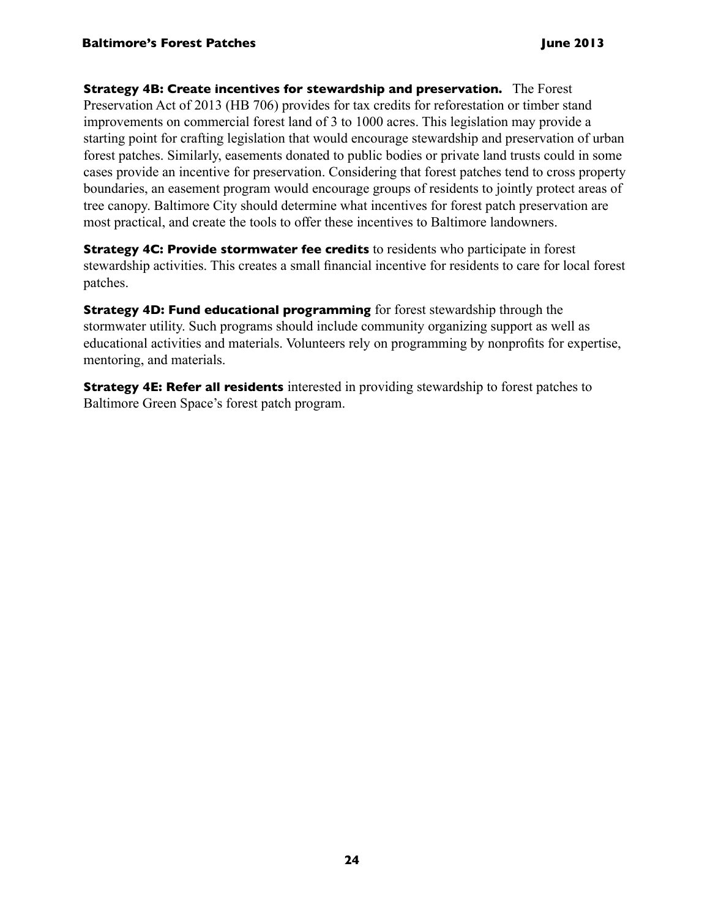**Strategy 4B: Create incentives for stewardship and preservation.** The Forest Preservation Act of 2013 (HB 706) provides for tax credits for reforestation or timber stand improvements on commercial forest land of 3 to 1000 acres. This legislation may provide a starting point for crafting legislation that would encourage stewardship and preservation of urban forest patches. Similarly, easements donated to public bodies or private land trusts could in some cases provide an incentive for preservation. Considering that forest patches tend to cross property boundaries, an easement program would encourage groups of residents to jointly protect areas of tree canopy. Baltimore City should determine what incentives for forest patch preservation are most practical, and create the tools to offer these incentives to Baltimore landowners.

**Strategy 4C: Provide stormwater fee credits** to residents who participate in forest stewardship activities. This creates a small financial incentive for residents to care for local forest patches.

**Strategy 4D: Fund educational programming** for forest stewardship through the stormwater utility. Such programs should include community organizing support as well as educational activities and materials. Volunteers rely on programming by nonprofits for expertise, mentoring, and materials.

**Strategy 4E: Refer all residents** interested in providing stewardship to forest patches to Baltimore Green Space's forest patch program.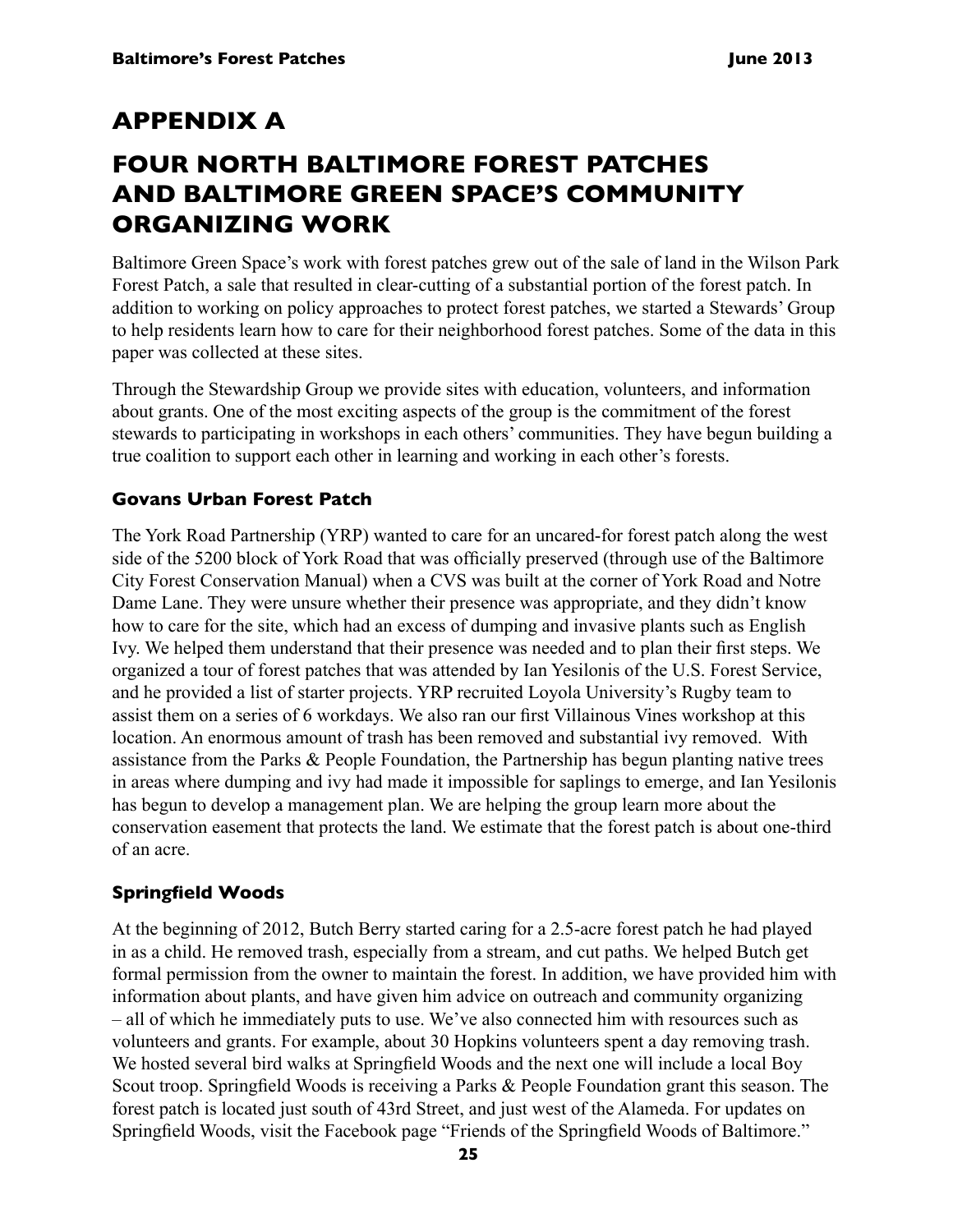# APPENDIX A

# FOUR NORTH BALTIMORE FOREST PATCHES AND BALTIMORE GREEN SPACE'S COMMUNITY ORGANIZING WORK

Baltimore Green Space's work with forest patches grew out of the sale of land in the Wilson Park Forest Patch, a sale that resulted in clear-cutting of a substantial portion of the forest patch. In addition to working on policy approaches to protect forest patches, we started a Stewards' Group to help residents learn how to care for their neighborhood forest patches. Some of the data in this paper was collected at these sites.

Through the Stewardship Group we provide sites with education, volunteers, and information about grants. One of the most exciting aspects of the group is the commitment of the forest stewards to participating in workshops in each others' communities. They have begun building a true coalition to support each other in learning and working in each other's forests.

### Govans Urban Forest Patch

The York Road Partnership (YRP) wanted to care for an uncared-for forest patch along the west side of the 5200 block of York Road that was officially preserved (through use of the Baltimore City Forest Conservation Manual) when a CVS was built at the corner of York Road and Notre Dame Lane. They were unsure whether their presence was appropriate, and they didn't know how to care for the site, which had an excess of dumping and invasive plants such as English Ivy. We helped them understand that their presence was needed and to plan their first steps. We organized a tour of forest patches that was attended by Ian Yesilonis of the U.S. Forest Service, and he provided a list of starter projects. YRP recruited Loyola University's Rugby team to assist them on a series of 6 workdays. We also ran our first Villainous Vines workshop at this location. An enormous amount of trash has been removed and substantial ivy removed. With assistance from the Parks & People Foundation, the Partnership has begun planting native trees in areas where dumping and ivy had made it impossible for saplings to emerge, and Ian Yesilonis has begun to develop a management plan. We are helping the group learn more about the conservation easement that protects the land. We estimate that the forest patch is about one-third of an acre.

### Springfield Woods

At the beginning of 2012, Butch Berry started caring for a 2.5-acre forest patch he had played in as a child. He removed trash, especially from a stream, and cut paths. We helped Butch get formal permission from the owner to maintain the forest. In addition, we have provided him with information about plants, and have given him advice on outreach and community organizing – all of which he immediately puts to use. We've also connected him with resources such as volunteers and grants. For example, about 30 Hopkins volunteers spent a day removing trash. We hosted several bird walks at Springfield Woods and the next one will include a local Boy Scout troop. Springfield Woods is receiving a Parks & People Foundation grant this season. The forest patch is located just south of 43rd Street, and just west of the Alameda. For updates on Springfield Woods, visit the Facebook page "Friends of the Springfield Woods of Baltimore."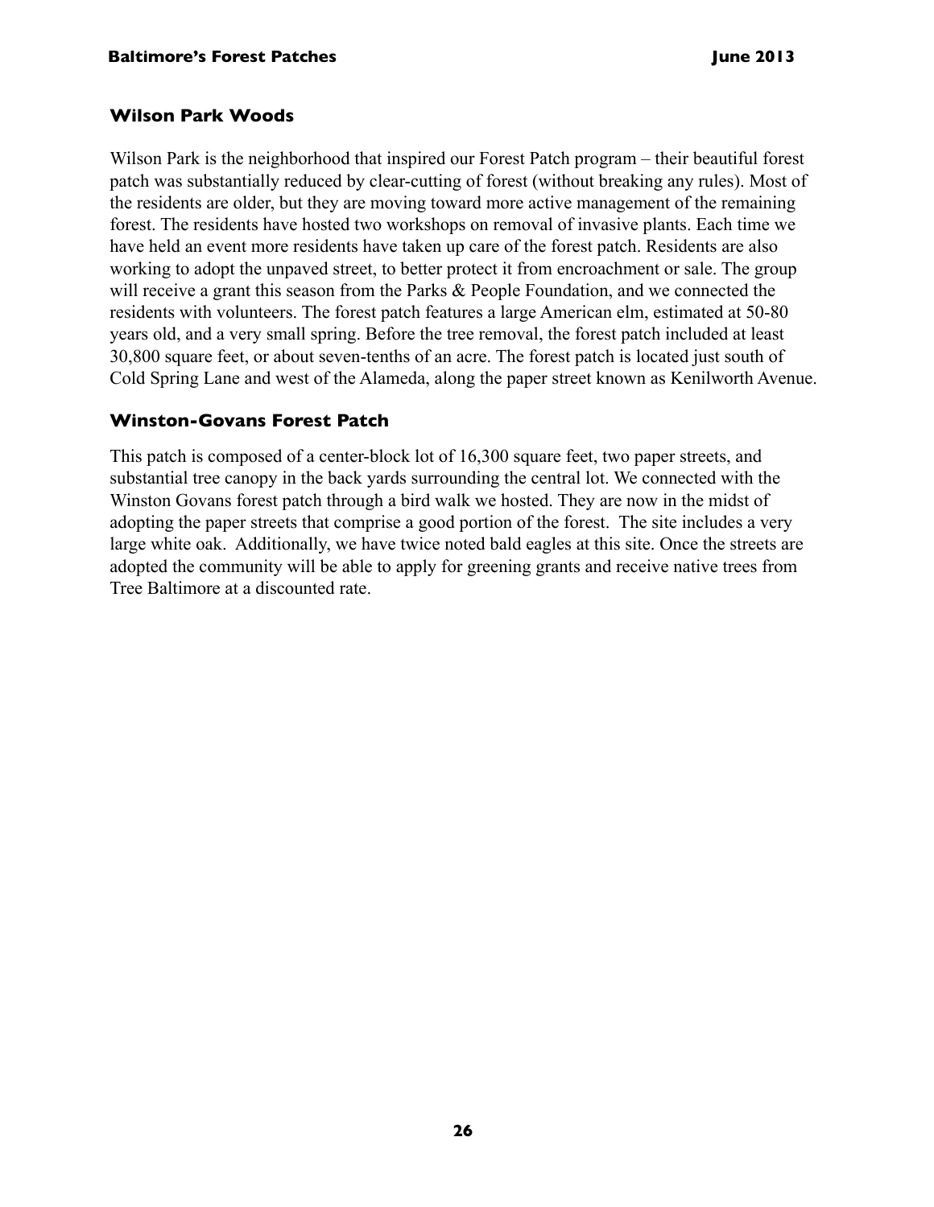### Wilson Park Woods

Wilson Park is the neighborhood that inspired our Forest Patch program – their beautiful forest patch was substantially reduced by clear-cutting of forest (without breaking any rules). Most of the residents are older, but they are moving toward more active management of the remaining forest. The residents have hosted two workshops on removal of invasive plants. Each time we have held an event more residents have taken up care of the forest patch. Residents are also working to adopt the unpaved street, to better protect it from encroachment or sale. The group will receive a grant this season from the Parks & People Foundation, and we connected the residents with volunteers. The forest patch features a large American elm, estimated at 50-80 years old, and a very small spring. Before the tree removal, the forest patch included at least 30,800 square feet, or about seven-tenths of an acre. The forest patch is located just south of Cold Spring Lane and west of the Alameda, along the paper street known as Kenilworth Avenue.

### Winston-Govans Forest Patch

This patch is composed of a center-block lot of 16,300 square feet, two paper streets, and substantial tree canopy in the back yards surrounding the central lot. We connected with the Winston Govans forest patch through a bird walk we hosted. They are now in the midst of adopting the paper streets that comprise a good portion of the forest. The site includes a very large white oak. Additionally, we have twice noted bald eagles at this site. Once the streets are adopted the community will be able to apply for greening grants and receive native trees from Tree Baltimore at a discounted rate.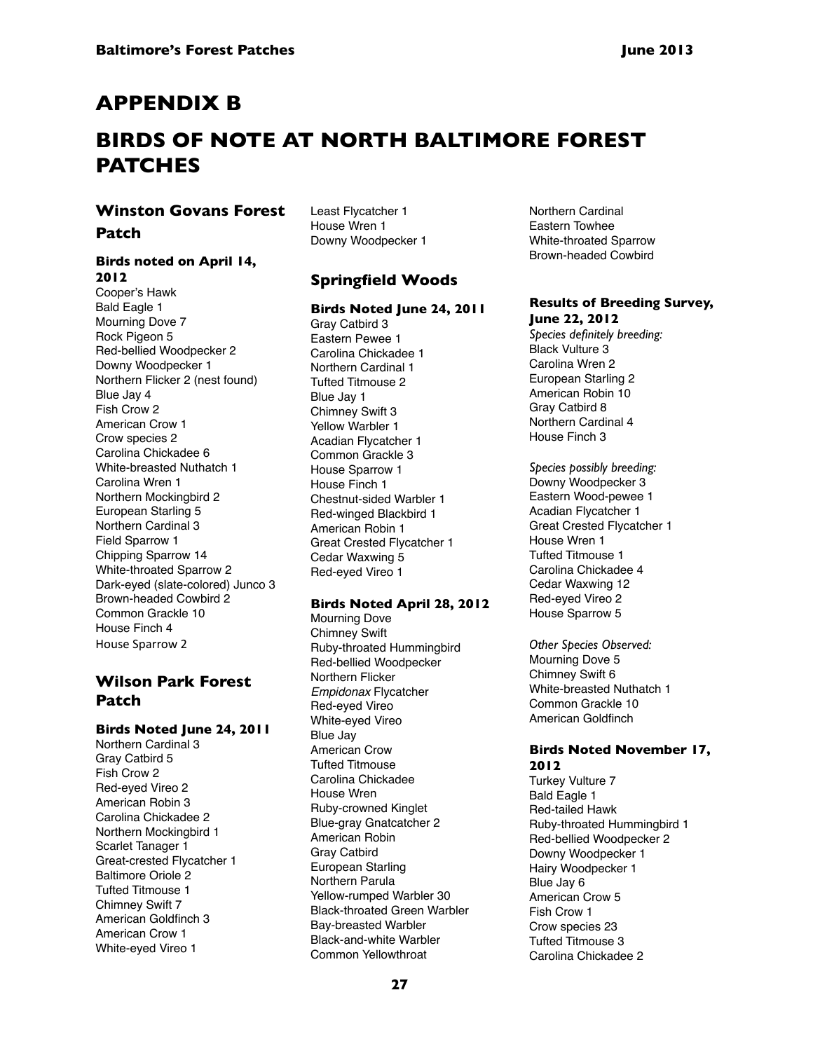# APPENDIX B

# BIRDS OF NOTE AT NORTH BALTIMORE FOREST PATCHES

## Winston Govans Forest Patch

### Birds noted on April 14, 2012

Cooper's Hawk
Bald Eagle 1
Mourning Dove 7
Rock Pigeon 5
Red-bellied Woodpecker 2
Downy Woodpecker 1
Northern Flicker 2 (nest found)
Blue Jay 4
Fish Crow 2
American Crow 1
Crow species 2
Carolina Chickadee 6
White-breasted Nuthatch 1
Carolina Wren 1
Northern Mockingbird 2
European Starling 5
Northern Cardinal 3
Field Sparrow 1
Chipping Sparrow 14
White-throated Sparrow 2
Dark-eyed (slate-colored) Junco 3
Brown-headed Cowbird 2
Common Grackle 10
House Finch 4
House Sparrow 2

## Wilson Park Forest Patch

### Birds Noted June 24, 2011

Northern Cardinal 3
Gray Catbird 5
Fish Crow 2
Red-eyed Vireo 2
American Robin 3
Carolina Chickadee 2
Northern Mockingbird 1
Scarlet Tanager 1
Great-crested Flycatcher 1
Baltimore Oriole 2
Tufted Titmouse 1
Chimney Swift 7
American Goldfinch 3
American Crow 1
White-eyed Vireo 1
Least Flycatcher 1
House Wren 1
Downy Woodpecker 1

## Springfield Woods

### Birds Noted June 24, 2011

Gray Catbird 3
Eastern Pewee 1
Carolina Chickadee 1
Northern Cardinal 1
Tufted Titmouse 2
Blue Jay 1
Chimney Swift 3
Yellow Warbler 1
Acadian Flycatcher 1
Common Grackle 3
House Sparrow 1
House Finch 1
Chestnut-sided Warbler 1
Red-winged Blackbird 1
American Robin 1
Great Crested Flycatcher 1
Cedar Waxwing 5
Red-eyed Vireo 1

### Birds Noted April 28, 2012

Mourning Dove
Chimney Swift
Ruby-throated Hummingbird
Red-bellied Woodpecker
Northern Flicker
*Empidonax* Flycatcher
Red-eyed Vireo
White-eyed Vireo
Blue Jay
American Crow
Tufted Titmouse
Carolina Chickadee
House Wren
Ruby-crowned Kinglet
Blue-gray Gnatcatcher 2
American Robin
Gray Catbird
European Starling
Northern Parula
Yellow-rumped Warbler 30
Black-throated Green Warbler
Bay-breasted Warbler
Black-and-white Warbler
Common Yellowthroat
Northern Cardinal
Eastern Towhee
White-throated Sparrow
Brown-headed Cowbird

### Results of Breeding Survey, June 22, 2012

*Species definitely breeding:*

Black Vulture 3
Carolina Wren 2
European Starling 2
American Robin 10
Gray Catbird 8
Northern Cardinal 4
House Finch 3

*Species possibly breeding:*

Downy Woodpecker 3
Eastern Wood-pewee 1
Acadian Flycatcher 1
Great Crested Flycatcher 1
House Wren 1
Tufted Titmouse 1
Carolina Chickadee 4
Cedar Waxwing 12
Red-eyed Vireo 2
House Sparrow 5

*Other Species Observed:*

Mourning Dove 5
Chimney Swift 6
White-breasted Nuthatch 1
Common Grackle 10
American Goldfinch

### Birds Noted November 17, 2012

Turkey Vulture 7
Bald Eagle 1
Red-tailed Hawk
Ruby-throated Hummingbird 1
Red-bellied Woodpecker 2
Downy Woodpecker 1
Hairy Woodpecker 1
Blue Jay 6
American Crow 5
Fish Crow 1
Crow species 23
Tufted Titmouse 3
Carolina Chickadee 2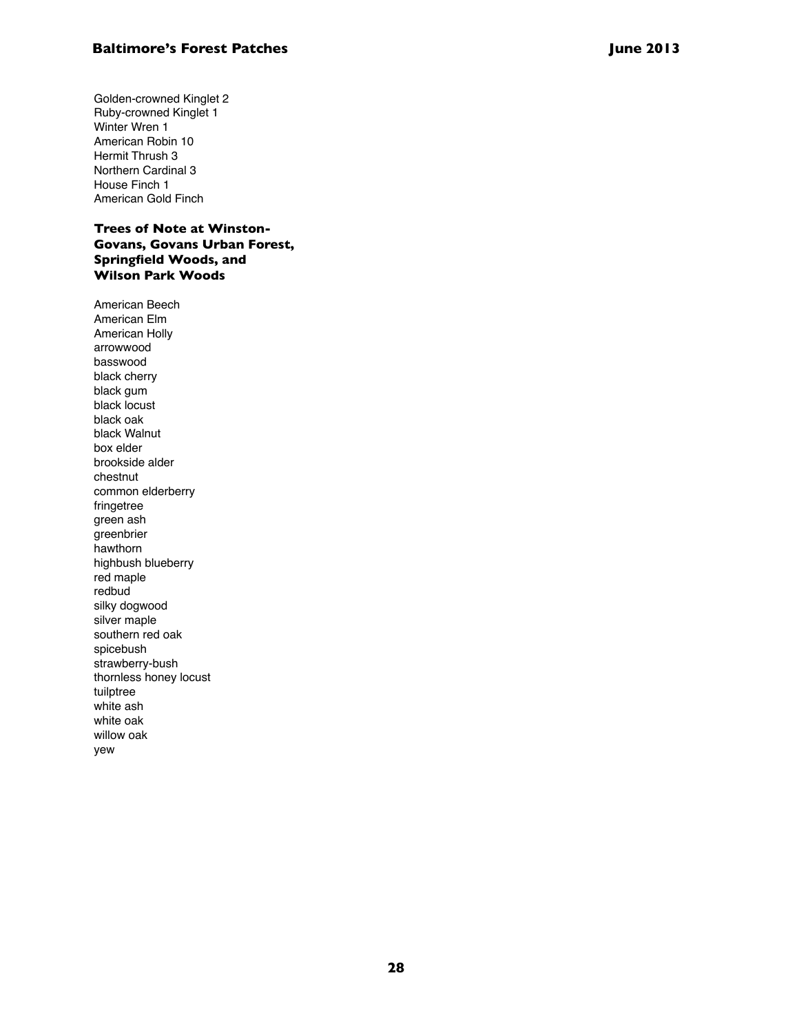Golden-crowned Kinglet 2
Ruby-crowned Kinglet 1
Winter Wren 1
American Robin 10
Hermit Thrush 3
Northern Cardinal 3
House Finch 1
American Gold Finch

### Trees of Note at Winston-Govans, Govans Urban Forest, Springfield Woods, and Wilson Park Woods

American Beech
American Elm
American Holly
arrowwood
basswood
black cherry
black gum
black locust
black oak
black Walnut
box elder
brookside alder
chestnut
common elderberry
fringetree
green ash
greenbrier
hawthorn
highbush blueberry
red maple
redbud
silky dogwood
silver maple
southern red oak
spicebush
strawberry-bush
thornless honey locust
tuilptree
white ash
white oak
willow oak
yew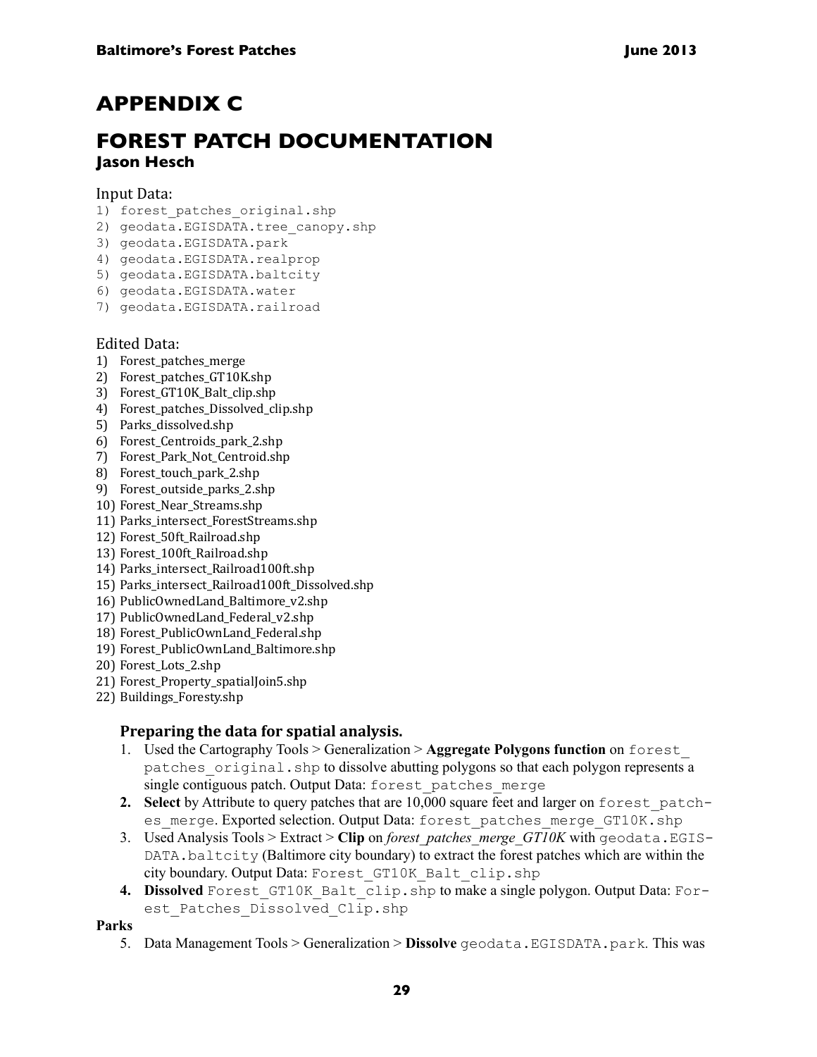# APPENDIX C

# FOREST PATCH DOCUMENTATION

**Jason Hesch**

Input Data:

1) forest_patches_original.shp
2) geodata.EGISDATA.tree_canopy.shp
3) geodata.EGISDATA.park
4) geodata.EGISDATA.realprop
5) geodata.EGISDATA.baltcity
6) geodata.EGISDATA.water
7) geodata.EGISDATA.railroad

Edited Data:

1) Forest_patches_merge
2) Forest_patches_GT10K.shp
3) Forest_GT10K_Balt_clip.shp
4) Forest_patches_Dissolved_clip.shp
5) Parks_dissolved.shp
6) Forest_Centroids_park_2.shp
7) Forest_Park_Not_Centroid.shp
8) Forest_touch_park_2.shp
9) Forest_outside_parks_2.shp
10) Forest_Near_Streams.shp
11) Parks_intersect_ForestStreams.shp
12) Forest_50ft_Railroad.shp
13) Forest_100ft_Railroad.shp
14) Parks_intersect_Railroad100ft.shp
15) Parks_intersect_Railroad100ft_Dissolved.shp
16) PublicOwnedLand_Baltimore_v2.shp
17) PublicOwnedLand_Federal_v2.shp
18) Forest_PublicOwnLand_Federal.shp
19) Forest_PublicOwnLand_Baltimore.shp
20) Forest_Lots_2.shp
21) Forest_Property_spatialJoin5.shp
22) Buildings_Foresty.shp

### Preparing the data for spatial analysis.

1. Used the Cartography Tools > Generalization > **Aggregate Polygons function** on forest_patches_original.shp to dissolve abutting polygons so that each polygon represents a single contiguous patch. Output Data: forest_patches_merge
2. **Select** by Attribute to query patches that are 10,000 square feet and larger on forest_patches_merge. Exported selection. Output Data: forest_patches_merge_GT10K.shp
3. Used Analysis Tools > Extract > **Clip** on *forest_patches_merge_GT10K* with geodata.EGISDATA.baltcity (Baltimore city boundary) to extract the forest patches which are within the city boundary. Output Data: Forest_GT10K_Balt_clip.shp
4. **Dissolved** Forest_GT10K_Balt_clip.shp to make a single polygon. Output Data: Forest_Patches_Dissolved_Clip.shp

**Parks**

5. Data Management Tools > Generalization > **Dissolve** geodata.EGISDATA.park. This was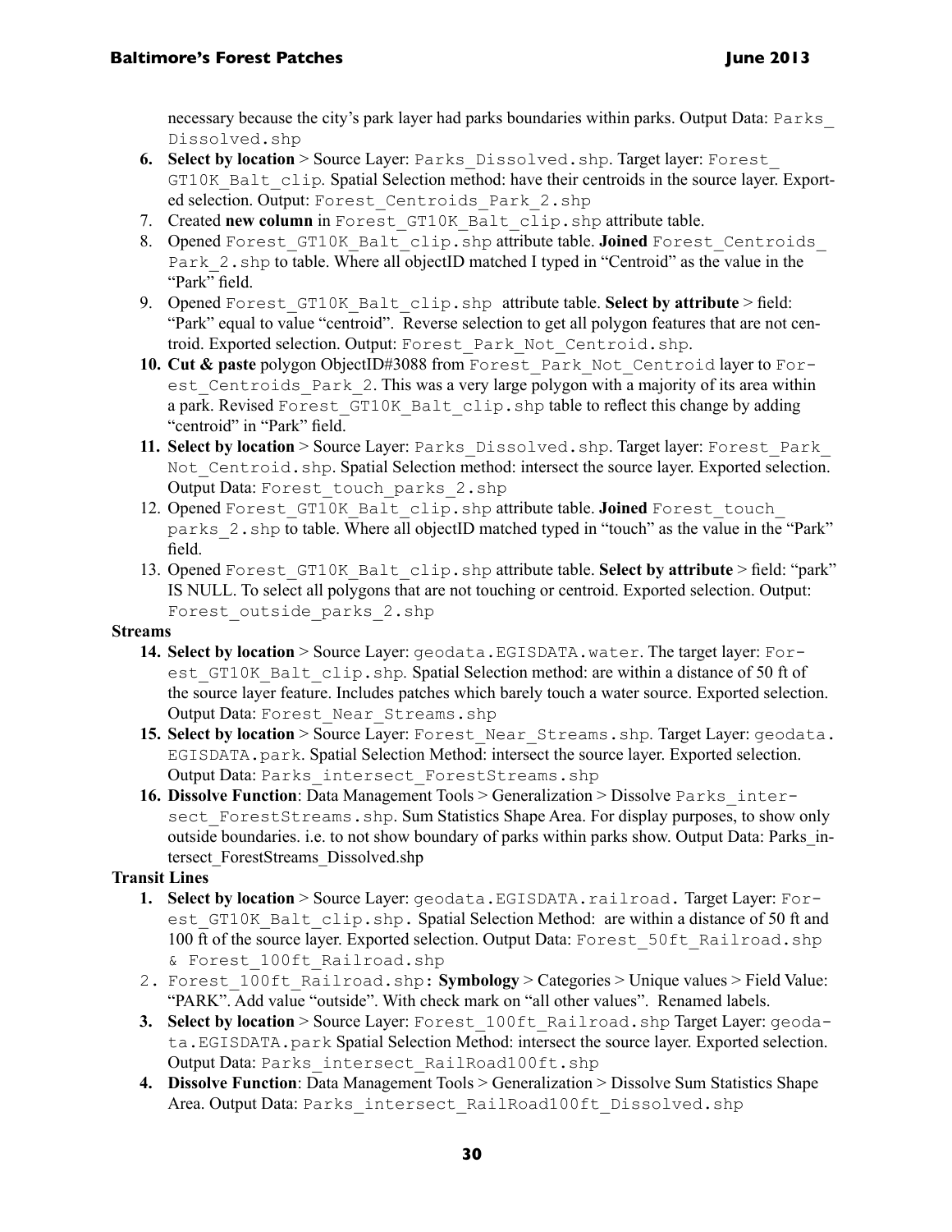necessary because the city's park layer had parks boundaries within parks. Output Data: `Parks_Dissolved.shp`

6. **Select by location** > Source Layer: `Parks_Dissolved.shp`. Target layer: `Forest_GT10K_Balt_clip`. Spatial Selection method: have their centroids in the source layer. Exported selection. Output: `Forest_Centroids_Park_2.shp`
7. Created **new column** in `Forest_GT10K_Balt_clip.shp` attribute table.
8. Opened `Forest_GT10K_Balt_clip.shp` attribute table. **Joined** `Forest_Centroids_Park_2.shp` to table. Where all objectID matched I typed in "Centroid" as the value in the "Park" field.
9. Opened `Forest_GT10K_Balt_clip.shp` attribute table. **Select by attribute** > field: "Park" equal to value "centroid". Reverse selection to get all polygon features that are not centroid. Exported selection. Output: `Forest_Park_Not_Centroid.shp`.
10. **Cut & paste** polygon ObjectID#3088 from `Forest_Park_Not_Centroid` layer to `Forest_Centroids_Park_2`. This was a very large polygon with a majority of its area within a park. Revised `Forest_GT10K_Balt_clip.shp` table to reflect this change by adding "centroid" in "Park" field.
11. **Select by location** > Source Layer: `Parks_Dissolved.shp`. Target layer: `Forest_Park_Not_Centroid.shp`. Spatial Selection method: intersect the source layer. Exported selection. Output Data: `Forest_touch_parks_2.shp`
12. Opened `Forest_GT10K_Balt_clip.shp` attribute table. **Joined** `Forest_touch_parks_2.shp` to table. Where all objectID matched typed in "touch" as the value in the "Park" field.
13. Opened `Forest_GT10K_Balt_clip.shp` attribute table. **Select by attribute** > field: "park" IS NULL. To select all polygons that are not touching or centroid. Exported selection. Output: `Forest_outside_parks_2.shp`

**Streams**

14. **Select by location** > Source Layer: `geodata.EGISDATA.water`. The target layer: `Forest_GT10K_Balt_clip.shp`. Spatial Selection method: are within a distance of 50 ft of the source layer feature. Includes patches which barely touch a water source. Exported selection. Output Data: `Forest_Near_Streams.shp`
15. **Select by location** > Source Layer: `Forest_Near_Streams.shp`. Target Layer: `geodata.EGISDATA.park`. Spatial Selection Method: intersect the source layer. Exported selection. Output Data: `Parks_intersect_ForestStreams.shp`
16. **Dissolve Function**: Data Management Tools > Generalization > Dissolve `Parks_intersect_ForestStreams.shp`. Sum Statistics Shape Area. For display purposes, to show only outside boundaries. i.e. to not show boundary of parks within parks show. Output Data: Parks_intersect_ForestStreams_Dissolved.shp

**Transit Lines**

1. **Select by location** > Source Layer: `geodata.EGISDATA.railroad.` Target Layer: `Forest_GT10K_Balt_clip.shp.` Spatial Selection Method: are within a distance of 50 ft and 100 ft of the source layer. Exported selection. Output Data: `Forest_50ft_Railroad.shp & Forest_100ft_Railroad.shp`
2. `Forest_100ft_Railroad.shp`: **Symbology** > Categories > Unique values > Field Value: "PARK". Add value "outside". With check mark on "all other values". Renamed labels.
3. **Select by location** > Source Layer: `Forest_100ft_Railroad.shp` Target Layer: `geodata.EGISDATA.park` Spatial Selection Method: intersect the source layer. Exported selection. Output Data: `Parks_intersect_RailRoad100ft.shp`
4. **Dissolve Function**: Data Management Tools > Generalization > Dissolve Sum Statistics Shape Area. Output Data: `Parks_intersect_RailRoad100ft_Dissolved.shp`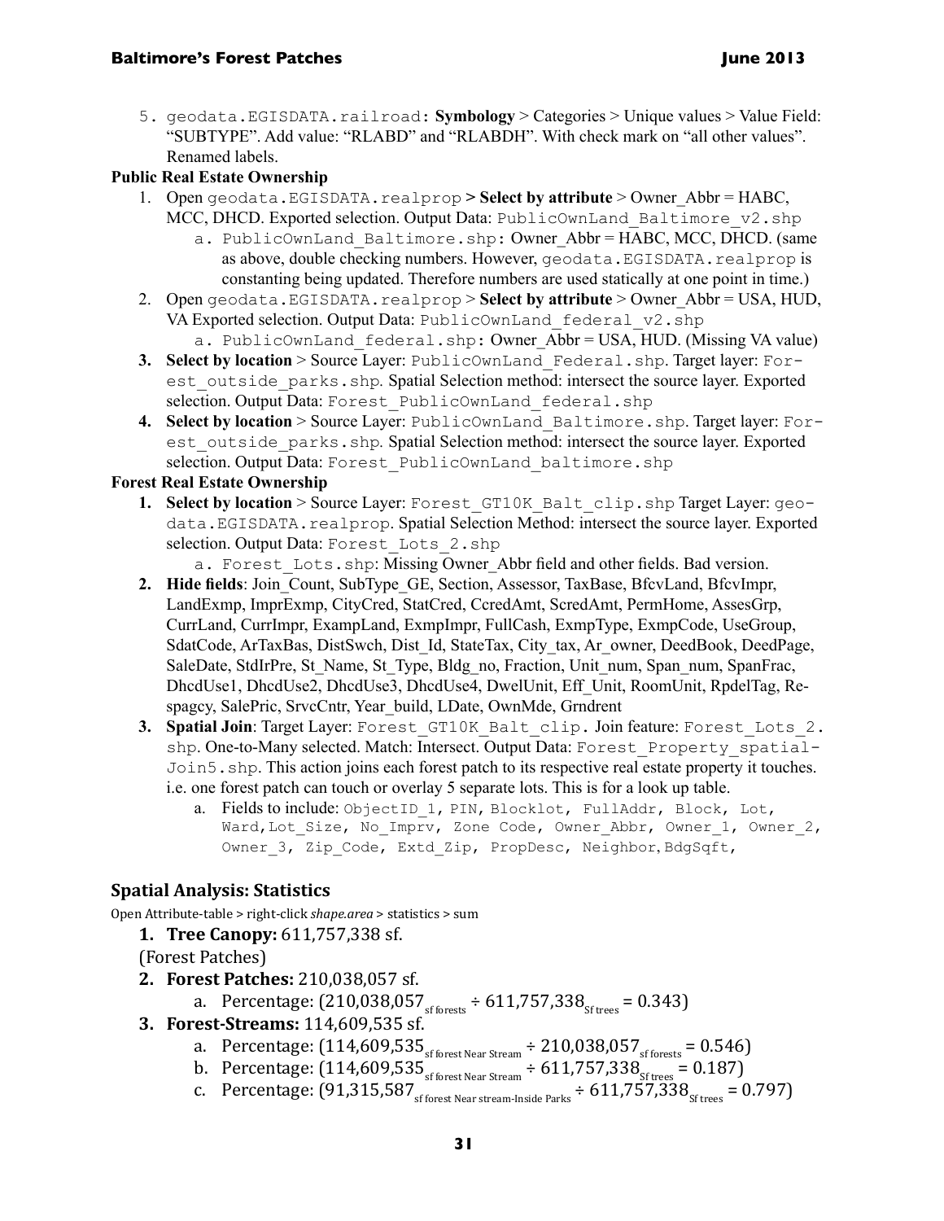5. `geodata.EGISDATA.railroad`: **Symbology** > Categories > Unique values > Value Field: "SUBTYPE". Add value: "RLABD" and "RLABDH". With check mark on "all other values". Renamed labels.

**Public Real Estate Ownership**

1. Open `geodata.EGISDATA.realprop` **> Select by attribute** > Owner_Abbr = HABC, MCC, DHCD. Exported selection. Output Data: `PublicOwnLand_Baltimore_v2.shp`
   a. `PublicOwnLand_Baltimore.shp`: Owner_Abbr = HABC, MCC, DHCD. (same as above, double checking numbers. However, `geodata.EGISDATA.realprop` is constanting being updated. Therefore numbers are used statically at one point in time.)
2. Open `geodata.EGISDATA.realprop` > **Select by attribute** > Owner_Abbr = USA, HUD, VA Exported selection. Output Data: `PublicOwnLand_federal_v2.shp`
   a. `PublicOwnLand_federal.shp`: Owner_Abbr = USA, HUD. (Missing VA value)
3. **Select by location** > Source Layer: `PublicOwnLand_Federal.shp`. Target layer: `Forest_outside_parks.shp`. Spatial Selection method: intersect the source layer. Exported selection. Output Data: `Forest_PublicOwnLand_federal.shp`
4. **Select by location** > Source Layer: `PublicOwnLand_Baltimore.shp`. Target layer: `Forest_outside_parks.shp`. Spatial Selection method: intersect the source layer. Exported selection. Output Data: `Forest_PublicOwnLand_baltimore.shp`

**Forest Real Estate Ownership**

1. **Select by location** > Source Layer: `Forest_GT10K_Balt_clip.shp` Target Layer: `geodata.EGISDATA.realprop`. Spatial Selection Method: intersect the source layer. Exported selection. Output Data: `Forest_Lots_2.shp`
   a. `Forest_Lots.shp`: Missing Owner_Abbr field and other fields. Bad version.
2. **Hide fields**: Join_Count, SubType_GE, Section, Assessor, TaxBase, BfcvLand, BfcvImpr, LandExmp, ImprExmp, CityCred, StatCred, CcredAmt, ScredAmt, PermHome, AssesGrp, CurrLand, CurrImpr, ExampLand, ExmpImpr, FullCash, ExmpType, ExmpCode, UseGroup, SdatCode, ArTaxBas, DistSwch, Dist_Id, StateTax, City_tax, Ar_owner, DeedBook, DeedPage, SaleDate, StdIrPre, St_Name, St_Type, Bldg_no, Fraction, Unit_num, Span_num, SpanFrac, DhcdUse1, DhcdUse2, DhcdUse3, DhcdUse4, DwelUnit, Eff_Unit, RoomUnit, RpdelTag, Respagcy, SalePric, SrvcCntr, Year_build, LDate, OwnMde, Grndrent
3. **Spatial Join**: Target Layer: `Forest_GT10K_Balt_clip.` Join feature: `Forest_Lots_2.shp`. One-to-Many selected. Match: Intersect. Output Data: `Forest_Property_spatialJoin5.shp`. This action joins each forest patch to its respective real estate property it touches. i.e. one forest patch can touch or overlay 5 separate lots. This is for a look up table.
   a. Fields to include: `ObjectID_1, PIN, Blocklot, FullAddr, Block, Lot, Ward, Lot_Size, No_Imprv, Zone Code, Owner_Abbr, Owner_1, Owner_2, Owner_3, Zip_Code, Extd_Zip, PropDesc, Neighbor, BdgSqft,`

## Spatial Analysis: Statistics

Open Attribute-table > right-click *shape.area* > statistics > sum

1. **Tree Canopy:** 611,757,338 sf.

(Forest Patches)

2. **Forest Patches:** 210,038,057 sf.
   a. Percentage: ($210{,}038{,}057_{\text{sf forests}} \div 611{,}757{,}338_{\text{Sf trees}} = 0.343$)
3. **Forest-Streams:** 114,609,535 sf.
   a. Percentage: ($114{,}609{,}535_{\text{sf forest Near Stream}} \div 210{,}038{,}057_{\text{sf forests}} = 0.546$)
   b. Percentage: ($114{,}609{,}535_{\text{sf forest Near Stream}} \div 611{,}757{,}338_{\text{Sf trees}} = 0.187$)
   c. Percentage: ($91{,}315{,}587_{\text{sf forest Near stream-Inside Parks}} \div 611{,}757{,}338_{\text{Sf trees}} = 0.797$)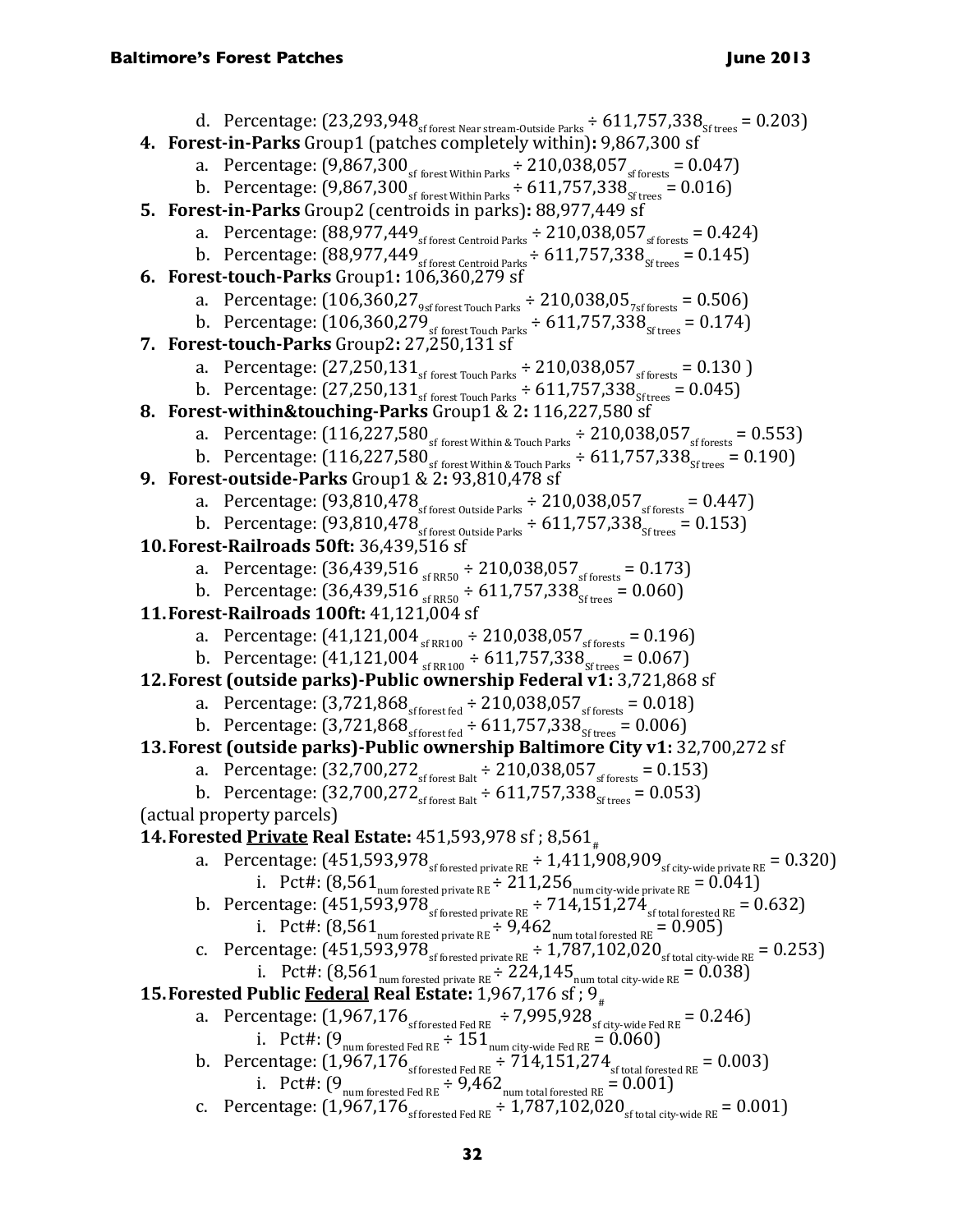d. Percentage: $(23{,}293{,}948_{\text{sf forest Near stream-Outside Parks}} \div 611{,}757{,}338_{\text{Sf trees}} = 0.203)$

4. **Forest-in-Parks** Group1 (patches completely within)**:** 9,867,300 sf
   a. Percentage: $(9{,}867{,}300_{\text{sf forest Within Parks}} \div 210{,}038{,}057_{\text{sf forests}} = 0.047)$
   b. Percentage: $(9{,}867{,}300_{\text{sf forest Within Parks}} \div 611{,}757{,}338_{\text{Sf trees}} = 0.016)$
5. **Forest-in-Parks** Group2 (centroids in parks)**:** 88,977,449 sf
   a. Percentage: $(88{,}977{,}449_{\text{sf forest Centroid Parks}} \div 210{,}038{,}057_{\text{sf forests}} = 0.424)$
   b. Percentage: $(88{,}977{,}449_{\text{sf forest Centroid Parks}} \div 611{,}757{,}338_{\text{Sf trees}} = 0.145)$
6. **Forest-touch-Parks** Group1**:** 106,360,279 sf
   a. Percentage: $(106{,}360{,}27_{\text{9sf forest Touch Parks}} \div 210{,}038{,}05_{\text{7sf forests}} = 0.506)$
   b. Percentage: $(106{,}360{,}279_{\text{sf forest Touch Parks}} \div 611{,}757{,}338_{\text{Sf trees}} = 0.174)$
7. **Forest-touch-Parks** Group2**:** 27,250,131 sf
   a. Percentage: $(27{,}250{,}131_{\text{sf forest Touch Parks}} \div 210{,}038{,}057_{\text{sf forests}} = 0.130)$
   b. Percentage: $(27{,}250{,}131_{\text{sf forest Touch Parks}} \div 611{,}757{,}338_{\text{Sf trees}} = 0.045)$
8. **Forest-within&touching-Parks** Group1 & 2**:** 116,227,580 sf
   a. Percentage: $(116{,}227{,}580_{\text{sf forest Within \& Touch Parks}} \div 210{,}038{,}057_{\text{sf forests}} = 0.553)$
   b. Percentage: $(116{,}227{,}580_{\text{sf forest Within \& Touch Parks}} \div 611{,}757{,}338_{\text{Sf trees}} = 0.190)$
9. **Forest-outside-Parks** Group1 & 2**:** 93,810,478 sf
   a. Percentage: $(93{,}810{,}478_{\text{sf forest Outside Parks}} \div 210{,}038{,}057_{\text{sf forests}} = 0.447)$
   b. Percentage: $(93{,}810{,}478_{\text{sf forest Outside Parks}} \div 611{,}757{,}338_{\text{Sf trees}} = 0.153)$
10. **Forest-Railroads 50ft:** 36,439,516 sf
    a. Percentage: $(36{,}439{,}516_{\text{sf RR50}} \div 210{,}038{,}057_{\text{sf forests}} = 0.173)$
    b. Percentage: $(36{,}439{,}516_{\text{sf RR50}} \div 611{,}757{,}338_{\text{Sf trees}} = 0.060)$
11. **Forest-Railroads 100ft:** 41,121,004 sf
    a. Percentage: $(41{,}121{,}004_{\text{sf RR100}} \div 210{,}038{,}057_{\text{sf forests}} = 0.196)$
    b. Percentage: $(41{,}121{,}004_{\text{sf RR100}} \div 611{,}757{,}338_{\text{Sf trees}} = 0.067)$
12. **Forest (outside parks)-Public ownership Federal v1:** 3,721,868 sf
    a. Percentage: $(3{,}721{,}868_{\text{sf forest fed}} \div 210{,}038{,}057_{\text{sf forests}} = 0.018)$
    b. Percentage: $(3{,}721{,}868_{\text{sf forest fed}} \div 611{,}757{,}338_{\text{Sf trees}} = 0.006)$
13. **Forest (outside parks)-Public ownership Baltimore City v1:** 32,700,272 sf
    a. Percentage: $(32{,}700{,}272_{\text{sf forest Balt}} \div 210{,}038{,}057_{\text{sf forests}} = 0.153)$
    b. Percentage: $(32{,}700{,}272_{\text{sf forest Balt}} \div 611{,}757{,}338_{\text{Sf trees}} = 0.053)$

(actual property parcels)

14. **Forested <u>Private</u> Real Estate:** 451,593,978 sf ; $8{,}561_{\#}$
    a. Percentage: $(451{,}593{,}978_{\text{sf forested private RE}} \div 1{,}411{,}908{,}909_{\text{sf city-wide private RE}} = 0.320)$
       i. Pct#: $(8{,}561_{\text{num forested private RE}} \div 211{,}256_{\text{num city-wide private RE}} = 0.041)$
    b. Percentage: $(451{,}593{,}978_{\text{sf forested private RE}} \div 714{,}151{,}274_{\text{sf total forested RE}} = 0.632)$
       i. Pct#: $(8{,}561_{\text{num forested private RE}} \div 9{,}462_{\text{num total forested RE}} = 0.905)$
    c. Percentage: $(451{,}593{,}978_{\text{sf forested private RE}} \div 1{,}787{,}102{,}020_{\text{sf total city-wide RE}} = 0.253)$
       i. Pct#: $(8{,}561_{\text{num forested private RE}} \div 224{,}145_{\text{num total city-wide RE}} = 0.038)$
15. **Forested Public <u>Federal</u> Real Estate:** 1,967,176 sf ; $9_{\#}$
    a. Percentage: $(1{,}967{,}176_{\text{sf forested Fed RE}} \div 7{,}995{,}928_{\text{sf city-wide Fed RE}} = 0.246)$
       i. Pct#: $(9_{\text{num forested Fed RE}} \div 151_{\text{num city-wide Fed RE}} = 0.060)$
    b. Percentage: $(1{,}967{,}176_{\text{sf forested Fed RE}} \div 714{,}151{,}274_{\text{sf total forested RE}} = 0.003)$
       i. Pct#: $(9_{\text{num forested Fed RE}} \div 9{,}462_{\text{num total forested RE}} = 0.001)$
    c. Percentage: $(1{,}967{,}176_{\text{sf forested Fed RE}} \div 1{,}787{,}102{,}020_{\text{sf total city-wide RE}} = 0.001)$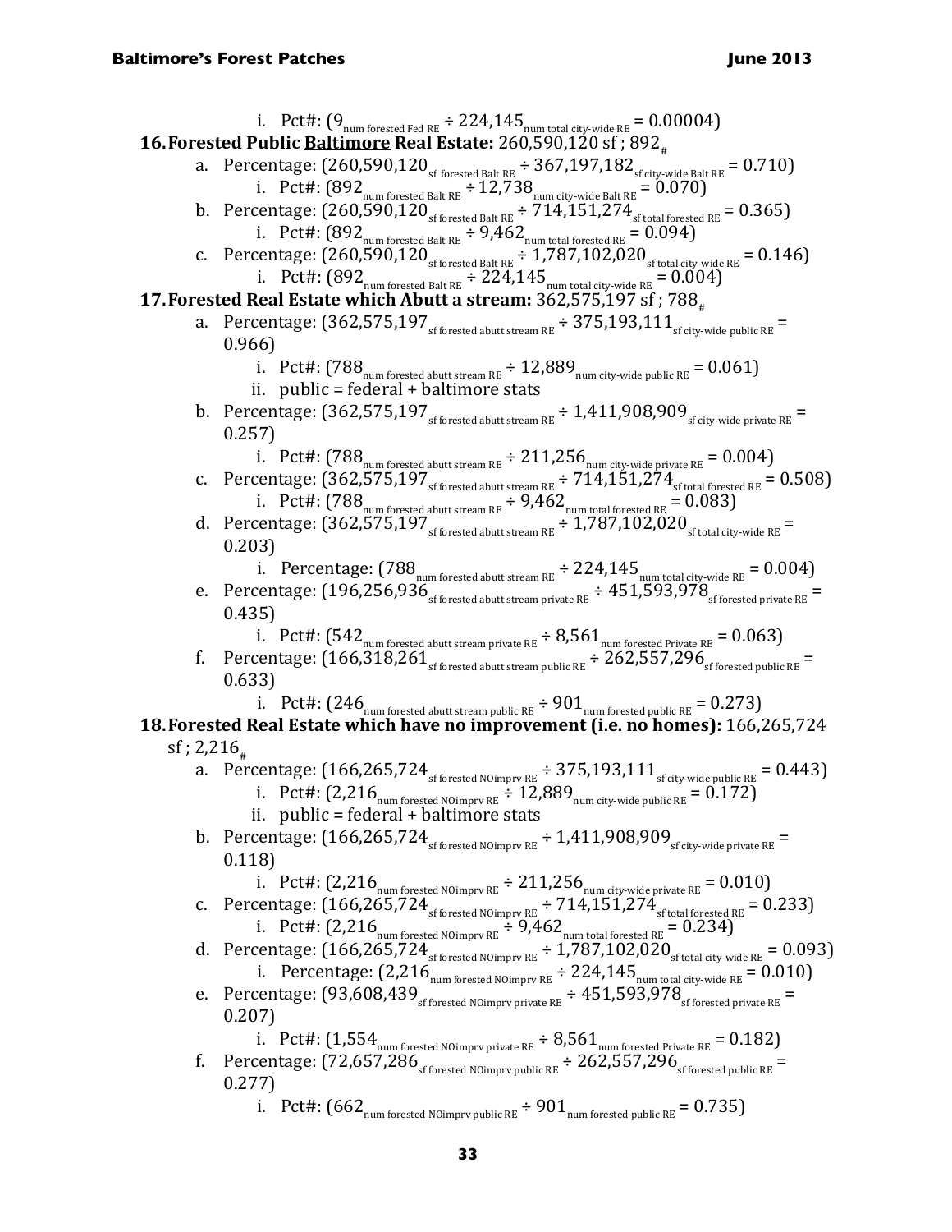i. Pct#: ($9_{\text{num forested Fed RE}} \div 224{,}145_{\text{num total city-wide RE}} = 0.00004$)

16. **Forested Public <u>Baltimore</u> Real Estate:** 260,590,120 sf ; $892_{\#}$
   a. Percentage: ($260{,}590{,}120_{\text{sf forested Balt RE}} \div 367{,}197{,}182_{\text{sf city-wide Balt RE}} = 0.710$)
      i. Pct#: ($892_{\text{num forested Balt RE}} \div 12{,}738_{\text{num city-wide Balt RE}} = 0.070$)
   b. Percentage: ($260{,}590{,}120_{\text{sf forested Balt RE}} \div 714{,}151{,}274_{\text{sf total forested RE}} = 0.365$)
      i. Pct#: ($892_{\text{num forested Balt RE}} \div 9{,}462_{\text{num total forested RE}} = 0.094$)
   c. Percentage: ($260{,}590{,}120_{\text{sf forested Balt RE}} \div 1{,}787{,}102{,}020_{\text{sf total city-wide RE}} = 0.146$)
      i. Pct#: ($892_{\text{num forested Balt RE}} \div 224{,}145_{\text{num total city-wide RE}} = 0.004$)

17. **Forested Real Estate which Abutt a stream:** 362,575,197 sf ; $788_{\#}$
   a. Percentage: ($362{,}575{,}197_{\text{sf forested abutt stream RE}} \div 375{,}193{,}111_{\text{sf city-wide public RE}} = 0.966$)
      i. Pct#: ($788_{\text{num forested abutt stream RE}} \div 12{,}889_{\text{num city-wide public RE}} = 0.061$)
      ii. public = federal + baltimore stats
   b. Percentage: ($362{,}575{,}197_{\text{sf forested abutt stream RE}} \div 1{,}411{,}908{,}909_{\text{sf city-wide private RE}} = 0.257$)
      i. Pct#: ($788_{\text{num forested abutt stream RE}} \div 211{,}256_{\text{num city-wide private RE}} = 0.004$)
   c. Percentage: ($362{,}575{,}197_{\text{sf forested abutt stream RE}} \div 714{,}151{,}274_{\text{sf total forested RE}} = 0.508$)
      i. Pct#: ($788_{\text{num forested abutt stream RE}} \div 9{,}462_{\text{num total forested RE}} = 0.083$)
   d. Percentage: ($362{,}575{,}197_{\text{sf forested abutt stream RE}} \div 1{,}787{,}102{,}020_{\text{sf total city-wide RE}} = 0.203$)
      i. Percentage: ($788_{\text{num forested abutt stream RE}} \div 224{,}145_{\text{num total city-wide RE}} = 0.004$)
   e. Percentage: ($196{,}256{,}936_{\text{sf forested abutt stream private RE}} \div 451{,}593{,}978_{\text{sf forested private RE}} = 0.435$)
      i. Pct#: ($542_{\text{num forested abutt stream private RE}} \div 8{,}561_{\text{num forested Private RE}} = 0.063$)
   f. Percentage: ($166{,}318{,}261_{\text{sf forested abutt stream public RE}} \div 262{,}557{,}296_{\text{sf forested public RE}} = 0.633$)
      i. Pct#: ($246_{\text{num forested abutt stream public RE}} \div 901_{\text{num forested public RE}} = 0.273$)

18. **Forested Real Estate which have no improvement (i.e. no homes):** 166,265,724 sf ; $2{,}216_{\#}$
   a. Percentage: ($166{,}265{,}724_{\text{sf forested NOimprv RE}} \div 375{,}193{,}111_{\text{sf city-wide public RE}} = 0.443$)
      i. Pct#: ($2{,}216_{\text{num forested NOimprv RE}} \div 12{,}889_{\text{num city-wide public RE}} = 0.172$)
      ii. public = federal + baltimore stats
   b. Percentage: ($166{,}265{,}724_{\text{sf forested NOimprv RE}} \div 1{,}411{,}908{,}909_{\text{sf city-wide private RE}} = 0.118$)
      i. Pct#: ($2{,}216_{\text{num forested NOimprv RE}} \div 211{,}256_{\text{num city-wide private RE}} = 0.010$)
   c. Percentage: ($166{,}265{,}724_{\text{sf forested NOimprv RE}} \div 714{,}151{,}274_{\text{sf total forested RE}} = 0.233$)
      i. Pct#: ($2{,}216_{\text{num forested NOimprv RE}} \div 9{,}462_{\text{num total forested RE}} = 0.234$)
   d. Percentage: ($166{,}265{,}724_{\text{sf forested NOimprv RE}} \div 1{,}787{,}102{,}020_{\text{sf total city-wide RE}} = 0.093$)
      i. Percentage: ($2{,}216_{\text{num forested NOimprv RE}} \div 224{,}145_{\text{num total city-wide RE}} = 0.010$)
   e. Percentage: ($93{,}608{,}439_{\text{sf forested NOimprv private RE}} \div 451{,}593{,}978_{\text{sf forested private RE}} = 0.207$)
      i. Pct#: ($1{,}554_{\text{num forested NOimprv private RE}} \div 8{,}561_{\text{num forested Private RE}} = 0.182$)
   f. Percentage: ($72{,}657{,}286_{\text{sf forested NOimprv public RE}} \div 262{,}557{,}296_{\text{sf forested public RE}} = 0.277$)
      i. Pct#: ($662_{\text{num forested NOimprv public RE}} \div 901_{\text{num forested public RE}} = 0.735$)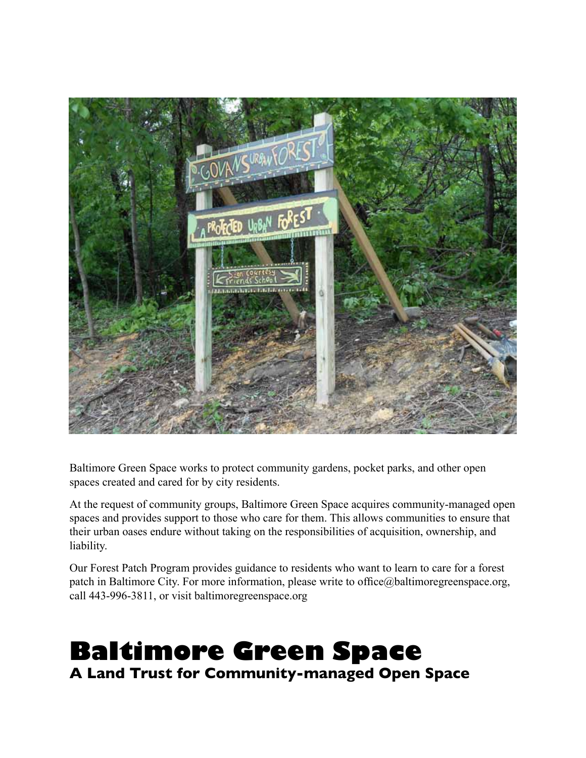Baltimore Green Space works to protect community gardens, pocket parks, and other open spaces created and cared for by city residents.

At the request of community groups, Baltimore Green Space acquires community-managed open spaces and provides support to those who care for them. This allows communities to ensure that their urban oases endure without taking on the responsibilities of acquisition, ownership, and liability.

Our Forest Patch Program provides guidance to residents who want to learn to care for a forest patch in Baltimore City. For more information, please write to office@baltimoregreenspace.org, call 443-996-3811, or visit baltimoregreenspace.org

# Baltimore Green Space

## A Land Trust for Community-managed Open Space